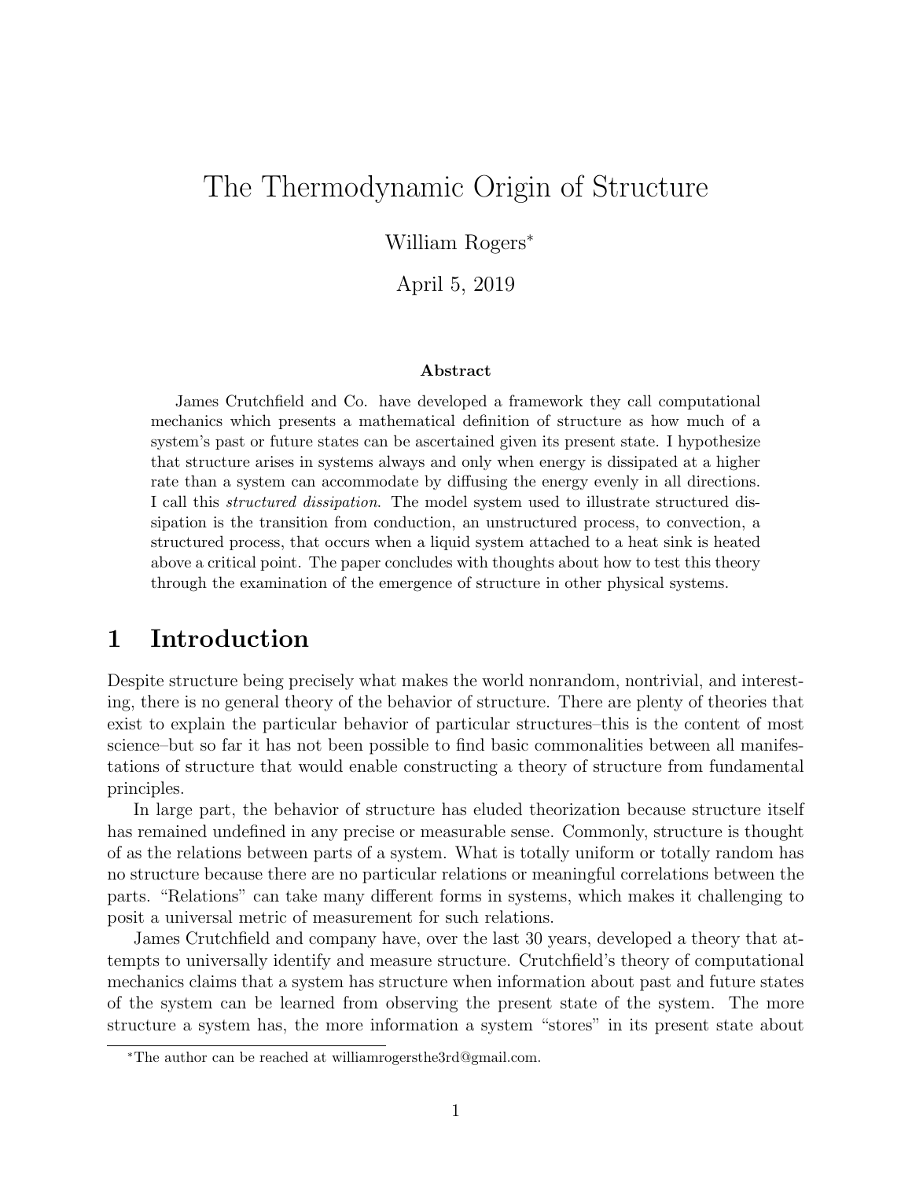# The Thermodynamic Origin of Structure

William Rogers*

April 5, 2019

### Abstract

James Crutchfield and Co. have developed a framework they call computational mechanics which presents a mathematical definition of structure as how much of a system's past or future states can be ascertained given its present state. I hypothesize that structure arises in systems always and only when energy is dissipated at a higher rate than a system can accommodate by diffusing the energy evenly in all directions. I call this *structured dissipation*. The model system used to illustrate structured dissipation is the transition from conduction, an unstructured process, to convection, a structured process, that occurs when a liquid system attached to a heat sink is heated above a critical point. The paper concludes with thoughts about how to test this theory through the examination of the emergence of structure in other physical systems.

## 1 Introduction

Despite structure being precisely what makes the world nonrandom, nontrivial, and interesting, there is no general theory of the behavior of structure. There are plenty of theories that exist to explain the particular behavior of particular structures–this is the content of most science–but so far it has not been possible to find basic commonalities between all manifestations of structure that would enable constructing a theory of structure from fundamental principles.

In large part, the behavior of structure has eluded theorization because structure itself has remained undefined in any precise or measurable sense. Commonly, structure is thought of as the relations between parts of a system. What is totally uniform or totally random has no structure because there are no particular relations or meaningful correlations between the parts. "Relations" can take many different forms in systems, which makes it challenging to posit a universal metric of measurement for such relations.

James Crutchfield and company have, over the last 30 years, developed a theory that attempts to universally identify and measure structure. Crutchfield's theory of computational mechanics claims that a system has structure when information about past and future states of the system can be learned from observing the present state of the system. The more structure a system has, the more information a system "stores" in its present state about

*The author can be reached at williamrogersthe3rd@gmail.com.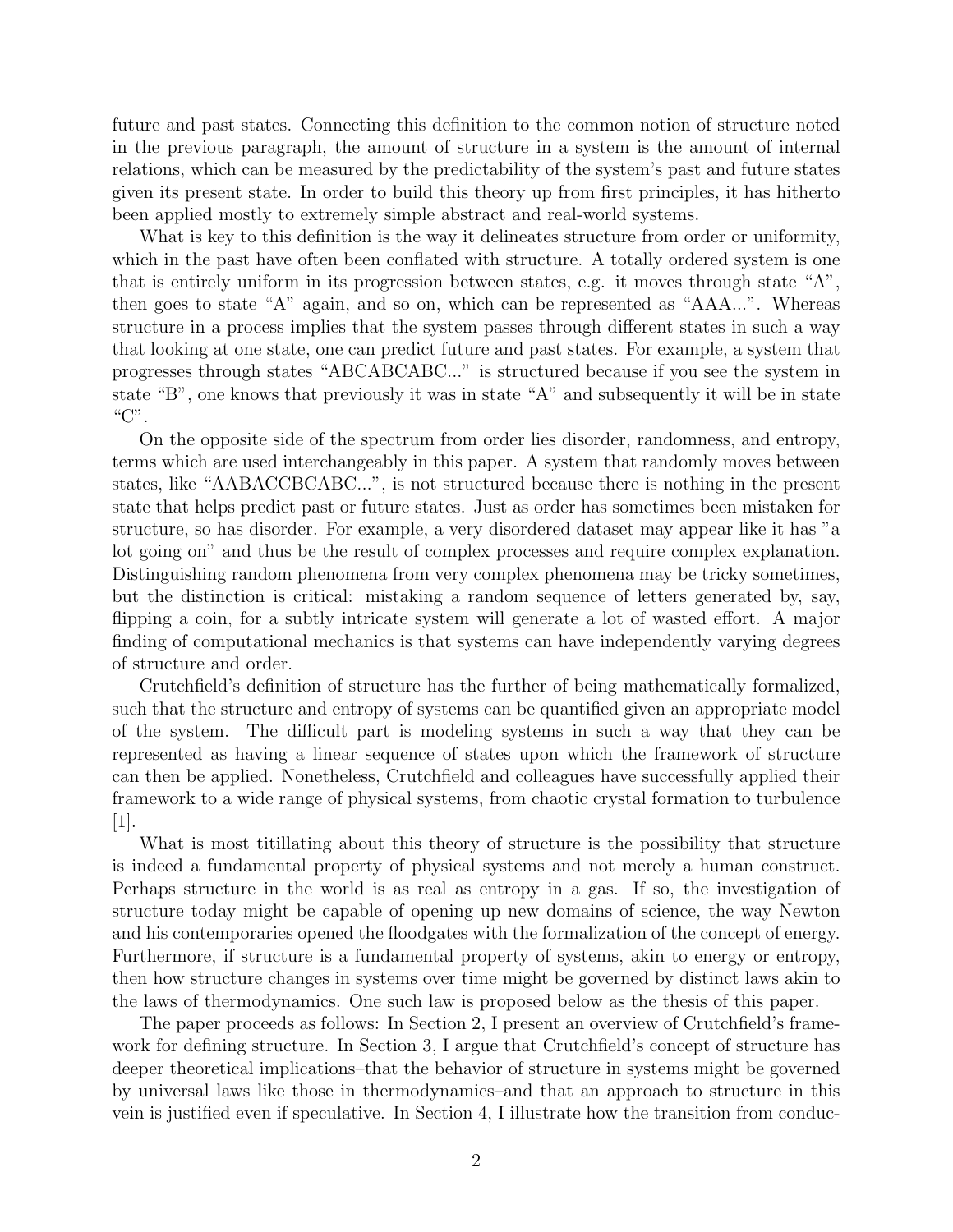future and past states. Connecting this definition to the common notion of structure noted in the previous paragraph, the amount of structure in a system is the amount of internal relations, which can be measured by the predictability of the system's past and future states given its present state. In order to build this theory up from first principles, it has hitherto been applied mostly to extremely simple abstract and real-world systems.

What is key to this definition is the way it delineates structure from order or uniformity, which in the past have often been conflated with structure. A totally ordered system is one that is entirely uniform in its progression between states, e.g. it moves through state "A", then goes to state "A" again, and so on, which can be represented as "AAA...". Whereas structure in a process implies that the system passes through different states in such a way that looking at one state, one can predict future and past states. For example, a system that progresses through states "ABCABCABC..." is structured because if you see the system in state "B", one knows that previously it was in state "A" and subsequently it will be in state "C".

On the opposite side of the spectrum from order lies disorder, randomness, and entropy, terms which are used interchangeably in this paper. A system that randomly moves between states, like "AABACCBCABC...", is not structured because there is nothing in the present state that helps predict past or future states. Just as order has sometimes been mistaken for structure, so has disorder. For example, a very disordered dataset may appear like it has "a lot going on" and thus be the result of complex processes and require complex explanation. Distinguishing random phenomena from very complex phenomena may be tricky sometimes, but the distinction is critical: mistaking a random sequence of letters generated by, say, flipping a coin, for a subtly intricate system will generate a lot of wasted effort. A major finding of computational mechanics is that systems can have independently varying degrees of structure and order.

Crutchfield's definition of structure has the further of being mathematically formalized, such that the structure and entropy of systems can be quantified given an appropriate model of the system. The difficult part is modeling systems in such a way that they can be represented as having a linear sequence of states upon which the framework of structure can then be applied. Nonetheless, Crutchfield and colleagues have successfully applied their framework to a wide range of physical systems, from chaotic crystal formation to turbulence [1].

What is most titillating about this theory of structure is the possibility that structure is indeed a fundamental property of physical systems and not merely a human construct. Perhaps structure in the world is as real as entropy in a gas. If so, the investigation of structure today might be capable of opening up new domains of science, the way Newton and his contemporaries opened the floodgates with the formalization of the concept of energy. Furthermore, if structure is a fundamental property of systems, akin to energy or entropy, then how structure changes in systems over time might be governed by distinct laws akin to the laws of thermodynamics. One such law is proposed below as the thesis of this paper.

The paper proceeds as follows: In Section 2, I present an overview of Crutchfield's framework for defining structure. In Section 3, I argue that Crutchfield's concept of structure has deeper theoretical implications–that the behavior of structure in systems might be governed by universal laws like those in thermodynamics–and that an approach to structure in this vein is justified even if speculative. In Section 4, I illustrate how the transition from conduc-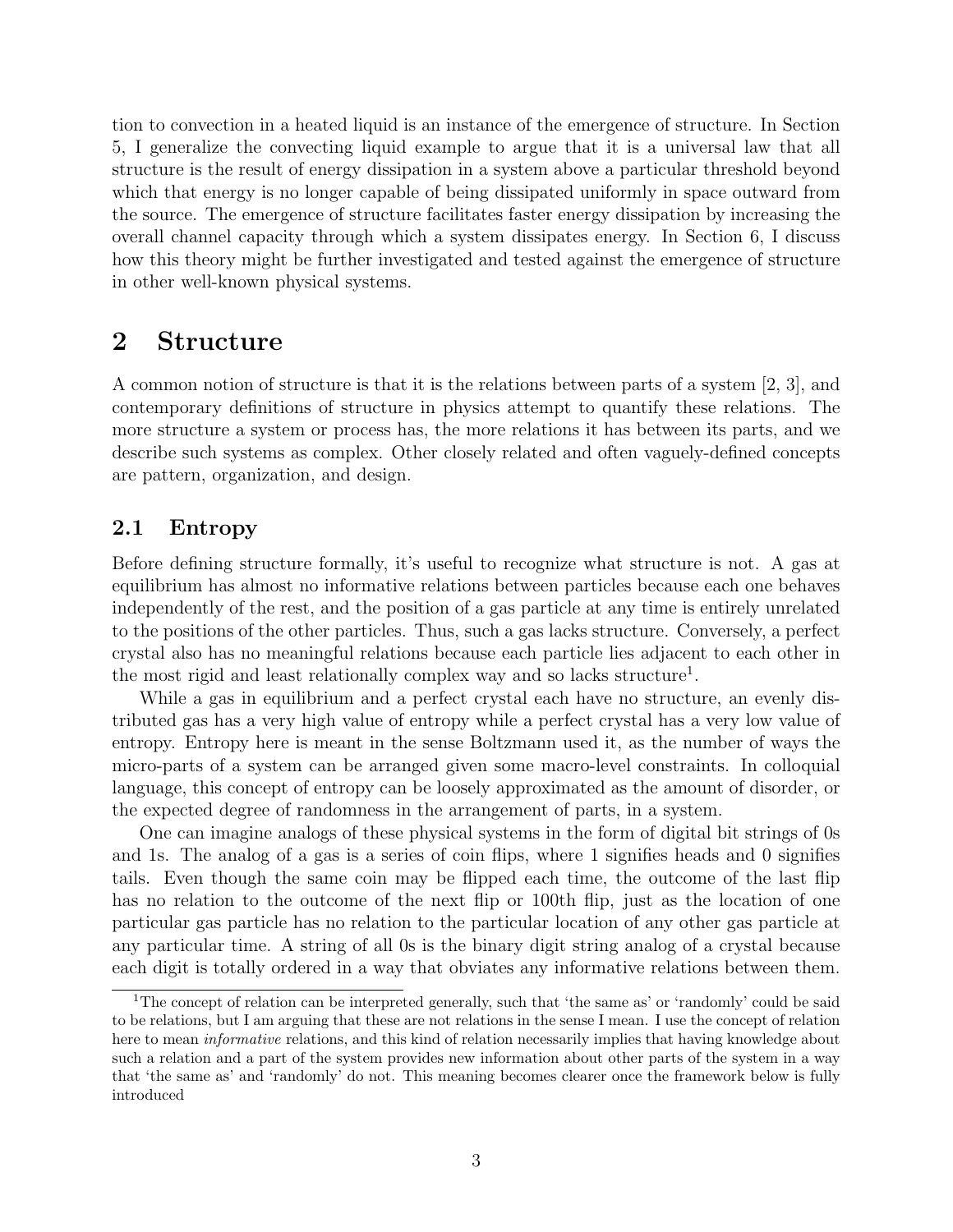tion to convection in a heated liquid is an instance of the emergence of structure. In Section 5, I generalize the convecting liquid example to argue that it is a universal law that all structure is the result of energy dissipation in a system above a particular threshold beyond which that energy is no longer capable of being dissipated uniformly in space outward from the source. The emergence of structure facilitates faster energy dissipation by increasing the overall channel capacity through which a system dissipates energy. In Section 6, I discuss how this theory might be further investigated and tested against the emergence of structure in other well-known physical systems.

# 2 Structure

A common notion of structure is that it is the relations between parts of a system [2, 3], and contemporary definitions of structure in physics attempt to quantify these relations. The more structure a system or process has, the more relations it has between its parts, and we describe such systems as complex. Other closely related and often vaguely-defined concepts are pattern, organization, and design.

## 2.1 Entropy

Before defining structure formally, it's useful to recognize what structure is not. A gas at equilibrium has almost no informative relations between particles because each one behaves independently of the rest, and the position of a gas particle at any time is entirely unrelated to the positions of the other particles. Thus, such a gas lacks structure. Conversely, a perfect crystal also has no meaningful relations because each particle lies adjacent to each other in the most rigid and least relationally complex way and so lacks structure[1].

While a gas in equilibrium and a perfect crystal each have no structure, an evenly distributed gas has a very high value of entropy while a perfect crystal has a very low value of entropy. Entropy here is meant in the sense Boltzmann used it, as the number of ways the micro-parts of a system can be arranged given some macro-level constraints. In colloquial language, this concept of entropy can be loosely approximated as the amount of disorder, or the expected degree of randomness in the arrangement of parts, in a system.

One can imagine analogs of these physical systems in the form of digital bit strings of 0s and 1s. The analog of a gas is a series of coin flips, where 1 signifies heads and 0 signifies tails. Even though the same coin may be flipped each time, the outcome of the last flip has no relation to the outcome of the next flip or 100th flip, just as the location of one particular gas particle has no relation to the particular location of any other gas particle at any particular time. A string of all 0s is the binary digit string analog of a crystal because each digit is totally ordered in a way that obviates any informative relations between them.

---

[1] The concept of relation can be interpreted generally, such that 'the same as' or 'randomly' could be said to be relations, but I am arguing that these are not relations in the sense I mean. I use the concept of relation here to mean *informative* relations, and this kind of relation necessarily implies that having knowledge about such a relation and a part of the system provides new information about other parts of the system in a way that 'the same as' and 'randomly' do not. This meaning becomes clearer once the framework below is fully introduced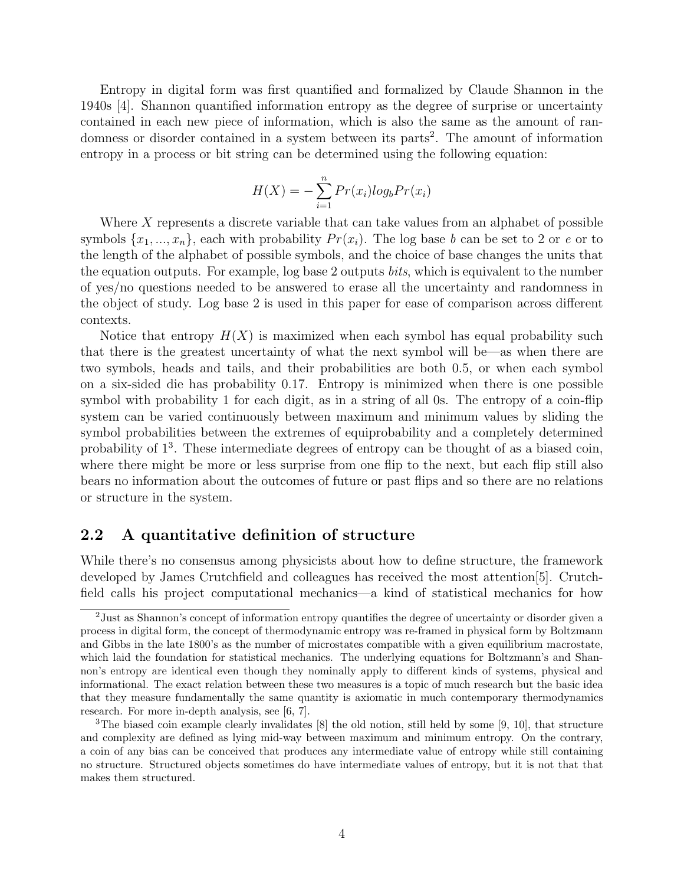Entropy in digital form was first quantified and formalized by Claude Shannon in the 1940s [4]. Shannon quantified information entropy as the degree of surprise or uncertainty contained in each new piece of information, which is also the same as the amount of randomness or disorder contained in a system between its parts[2]. The amount of information entropy in a process or bit string can be determined using the following equation:

$$H(X) = -\sum_{i=1}^{n} Pr(x_i) log_b Pr(x_i)$$

Where $X$ represents a discrete variable that can take values from an alphabet of possible symbols $\{x_1, ..., x_n\}$, each with probability $Pr(x_i)$. The log base $b$ can be set to 2 or $e$ or to the length of the alphabet of possible symbols, and the choice of base changes the units that the equation outputs. For example, log base 2 outputs *bits*, which is equivalent to the number of yes/no questions needed to be answered to erase all the uncertainty and randomness in the object of study. Log base 2 is used in this paper for ease of comparison across different contexts.

Notice that entropy $H(X)$ is maximized when each symbol has equal probability such that there is the greatest uncertainty of what the next symbol will be—as when there are two symbols, heads and tails, and their probabilities are both 0.5, or when each symbol on a six-sided die has probability 0.17. Entropy is minimized when there is one possible symbol with probability 1 for each digit, as in a string of all 0s. The entropy of a coin-flip system can be varied continuously between maximum and minimum values by sliding the symbol probabilities between the extremes of equiprobability and a completely determined probability of 1[3]. These intermediate degrees of entropy can be thought of as a biased coin, where there might be more or less surprise from one flip to the next, but each flip still also bears no information about the outcomes of future or past flips and so there are no relations or structure in the system.

## 2.2 A quantitative definition of structure

While there's no consensus among physicists about how to define structure, the framework developed by James Crutchfield and colleagues has received the most attention[5]. Crutchfield calls his project computational mechanics—a kind of statistical mechanics for how

[2] Just as Shannon's concept of information entropy quantifies the degree of uncertainty or disorder given a process in digital form, the concept of thermodynamic entropy was re-framed in physical form by Boltzmann and Gibbs in the late 1800's as the number of microstates compatible with a given equilibrium macrostate, which laid the foundation for statistical mechanics. The underlying equations for Boltzmann's and Shannon's entropy are identical even though they nominally apply to different kinds of systems, physical and informational. The exact relation between these two measures is a topic of much research but the basic idea that they measure fundamentally the same quantity is axiomatic in much contemporary thermodynamics research. For more in-depth analysis, see [6, 7].

[3] The biased coin example clearly invalidates [8] the old notion, still held by some [9, 10], that structure and complexity are defined as lying mid-way between maximum and minimum entropy. On the contrary, a coin of any bias can be conceived that produces any intermediate value of entropy while still containing no structure. Structured objects sometimes do have intermediate values of entropy, but it is not that that makes them structured.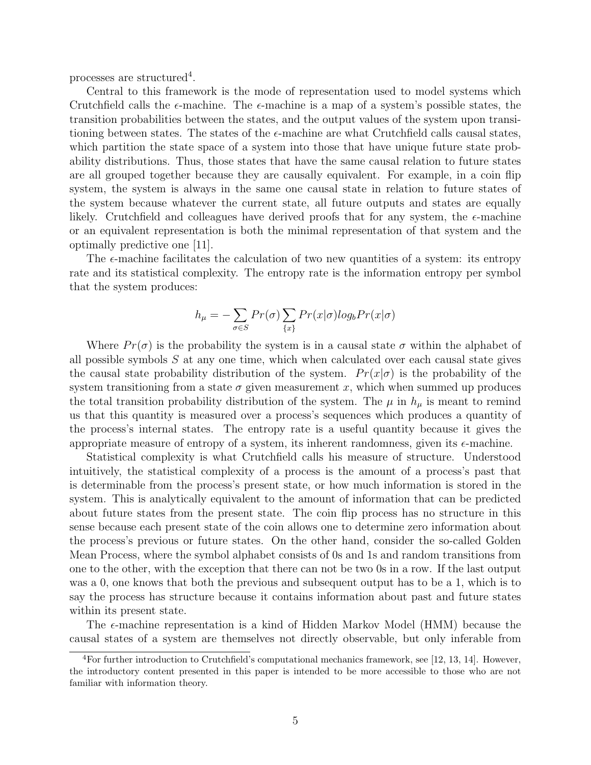processes are structured[4].

Central to this framework is the mode of representation used to model systems which Crutchfield calls the $\epsilon$-machine. The $\epsilon$-machine is a map of a system's possible states, the transition probabilities between the states, and the output values of the system upon transitioning between states. The states of the $\epsilon$-machine are what Crutchfield calls causal states, which partition the state space of a system into those that have unique future state probability distributions. Thus, those states that have the same causal relation to future states are all grouped together because they are causally equivalent. For example, in a coin flip system, the system is always in the same one causal state in relation to future states of the system because whatever the current state, all future outputs and states are equally likely. Crutchfield and colleagues have derived proofs that for any system, the $\epsilon$-machine or an equivalent representation is both the minimal representation of that system and the optimally predictive one [11].

The $\epsilon$-machine facilitates the calculation of two new quantities of a system: its entropy rate and its statistical complexity. The entropy rate is the information entropy per symbol that the system produces:

$$h_{\mu} = -\sum_{\sigma \in S} Pr(\sigma) \sum_{\{x\}} Pr(x|\sigma) log_b Pr(x|\sigma)$$

Where $Pr(\sigma)$ is the probability the system is in a causal state $\sigma$ within the alphabet of all possible symbols $S$ at any one time, which when calculated over each causal state gives the causal state probability distribution of the system. $Pr(x|\sigma)$ is the probability of the system transitioning from a state $\sigma$ given measurement $x$, which when summed up produces the total transition probability distribution of the system. The $\mu$ in $h_{\mu}$ is meant to remind us that this quantity is measured over a process's sequences which produces a quantity of the process's internal states. The entropy rate is a useful quantity because it gives the appropriate measure of entropy of a system, its inherent randomness, given its $\epsilon$-machine.

Statistical complexity is what Crutchfield calls his measure of structure. Understood intuitively, the statistical complexity of a process is the amount of a process's past that is determinable from the process's present state, or how much information is stored in the system. This is analytically equivalent to the amount of information that can be predicted about future states from the present state. The coin flip process has no structure in this sense because each present state of the coin allows one to determine zero information about the process's previous or future states. On the other hand, consider the so-called Golden Mean Process, where the symbol alphabet consists of 0s and 1s and random transitions from one to the other, with the exception that there can not be two 0s in a row. If the last output was a 0, one knows that both the previous and subsequent output has to be a 1, which is to say the process has structure because it contains information about past and future states within its present state.

The $\epsilon$-machine representation is a kind of Hidden Markov Model (HMM) because the causal states of a system are themselves not directly observable, but only inferable from

[4] For further introduction to Crutchfield's computational mechanics framework, see [12, 13, 14]. However, the introductory content presented in this paper is intended to be more accessible to those who are not familiar with information theory.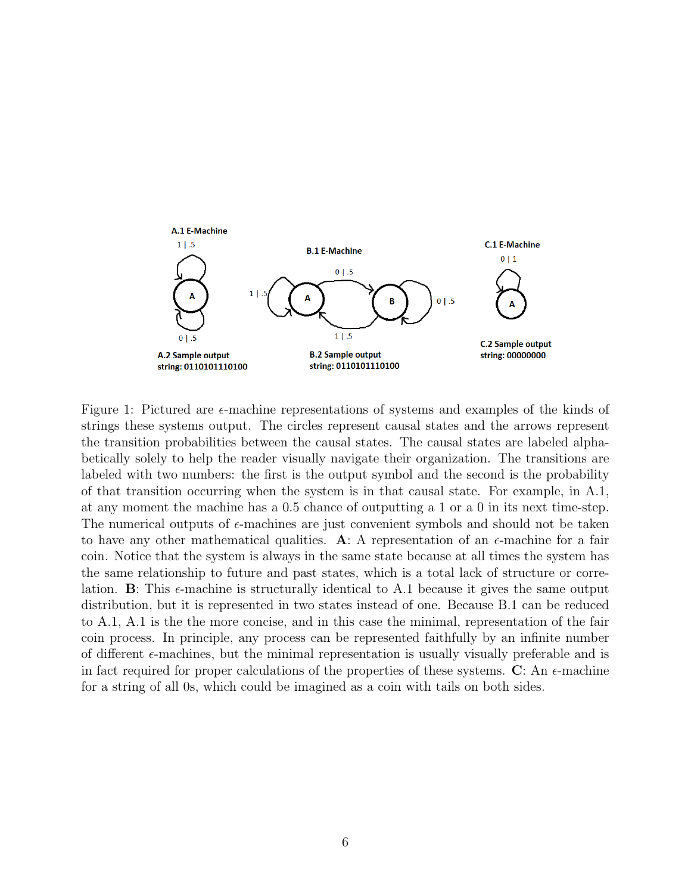A.1 E-Machine

B.1 E-Machine

C.1 E-Machine

A.2 Sample output string: 0110101110100

B.2 Sample output string: 0110101110100

C.2 Sample output string: 00000000

Figure 1: Pictured are $\epsilon$-machine representations of systems and examples of the kinds of strings these systems output. The circles represent causal states and the arrows represent the transition probabilities between the causal states. The causal states are labeled alphabetically solely to help the reader visually navigate their organization. The transitions are labeled with two numbers: the first is the output symbol and the second is the probability of that transition occurring when the system is in that causal state. For example, in A.1, at any moment the machine has a 0.5 chance of outputting a 1 or a 0 in its next time-step. The numerical outputs of $\epsilon$-machines are just convenient symbols and should not be taken to have any other mathematical qualities. **A**: A representation of an $\epsilon$-machine for a fair coin. Notice that the system is always in the same state because at all times the system has the same relationship to future and past states, which is a total lack of structure or correlation. **B**: This $\epsilon$-machine is structurally identical to A.1 because it gives the same output distribution, but it is represented in two states instead of one. Because B.1 can be reduced to A.1, A.1 is the the more concise, and in this case the minimal, representation of the fair coin process. In principle, any process can be represented faithfully by an infinite number of different $\epsilon$-machines, but the minimal representation is usually visually preferable and is in fact required for proper calculations of the properties of these systems. **C**: An $\epsilon$-machine for a string of all 0s, which could be imagined as a coin with tails on both sides.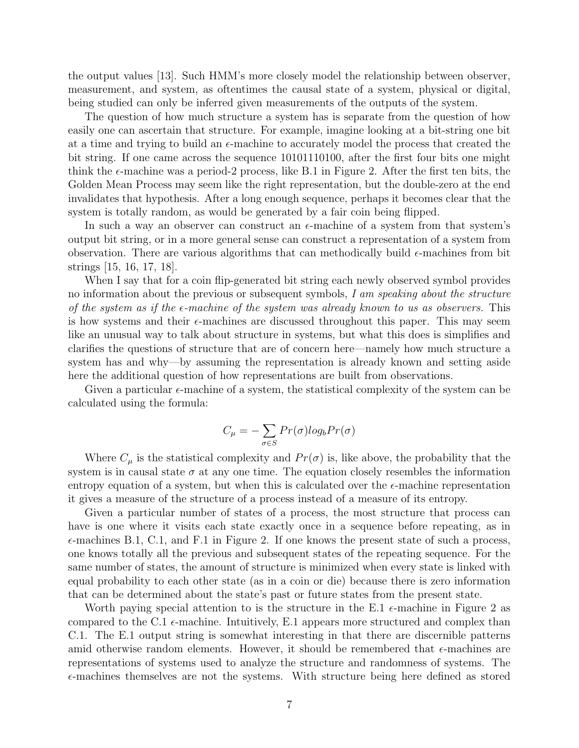the output values [13]. Such HMM's more closely model the relationship between observer, measurement, and system, as oftentimes the causal state of a system, physical or digital, being studied can only be inferred given measurements of the outputs of the system.

The question of how much structure a system has is separate from the question of how easily one can ascertain that structure. For example, imagine looking at a bit-string one bit at a time and trying to build an $\epsilon$-machine to accurately model the process that created the bit string. If one came across the sequence 10101110100, after the first four bits one might think the $\epsilon$-machine was a period-2 process, like B.1 in Figure 2. After the first ten bits, the Golden Mean Process may seem like the right representation, but the double-zero at the end invalidates that hypothesis. After a long enough sequence, perhaps it becomes clear that the system is totally random, as would be generated by a fair coin being flipped.

In such a way an observer can construct an $\epsilon$-machine of a system from that system's output bit string, or in a more general sense can construct a representation of a system from observation. There are various algorithms that can methodically build $\epsilon$-machines from bit strings [15, 16, 17, 18].

When I say that for a coin flip-generated bit string each newly observed symbol provides no information about the previous or subsequent symbols, *I am speaking about the structure of the system as if the $\epsilon$-machine of the system was already known to us as observers.* This is how systems and their $\epsilon$-machines are discussed throughout this paper. This may seem like an unusual way to talk about structure in systems, but what this does is simplifies and clarifies the questions of structure that are of concern here—namely how much structure a system has and why—by assuming the representation is already known and setting aside here the additional question of how representations are built from observations.

Given a particular $\epsilon$-machine of a system, the statistical complexity of the system can be calculated using the formula:

$$C_{\mu} = -\sum_{\sigma \in S} Pr(\sigma) log_b Pr(\sigma)$$

Where $C_{\mu}$ is the statistical complexity and $Pr(\sigma)$ is, like above, the probability that the system is in causal state $\sigma$ at any one time. The equation closely resembles the information entropy equation of a system, but when this is calculated over the $\epsilon$-machine representation it gives a measure of the structure of a process instead of a measure of its entropy.

Given a particular number of states of a process, the most structure that process can have is one where it visits each state exactly once in a sequence before repeating, as in $\epsilon$-machines B.1, C.1, and F.1 in Figure 2. If one knows the present state of such a process, one knows totally all the previous and subsequent states of the repeating sequence. For the same number of states, the amount of structure is minimized when every state is linked with equal probability to each other state (as in a coin or die) because there is zero information that can be determined about the state's past or future states from the present state.

Worth paying special attention to is the structure in the E.1 $\epsilon$-machine in Figure 2 as compared to the C.1 $\epsilon$-machine. Intuitively, E.1 appears more structured and complex than C.1. The E.1 output string is somewhat interesting in that there are discernible patterns amid otherwise random elements. However, it should be remembered that $\epsilon$-machines are representations of systems used to analyze the structure and randomness of systems. The $\epsilon$-machines themselves are not the systems. With structure being here defined as stored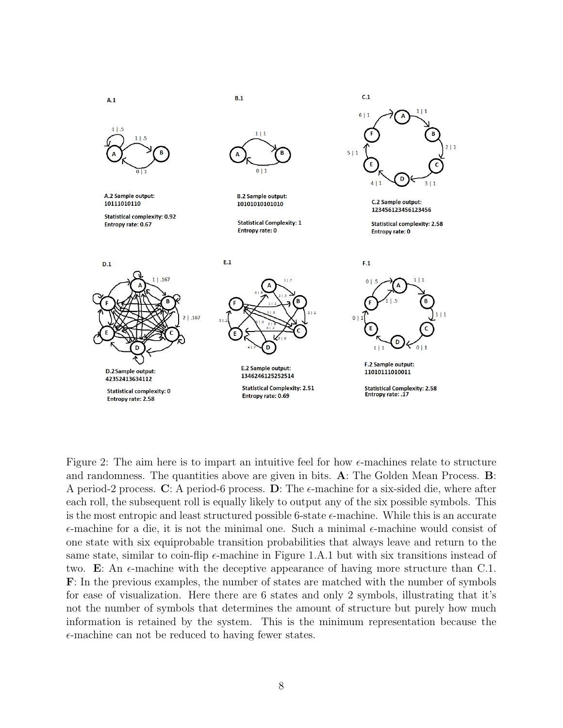**A.1**

**A.2 Sample output:** 10111010110

**Statistical complexity:** 0.92
**Entropy rate:** 0.67

**B.1**

**B.2 Sample output:** 10101010101010

**Statistical Complexity:** 1
**Entropy rate:** 0

**C.1**

**C.2 Sample output:** 123456123456123456

**Statistical complexity:** 2.58
**Entropy rate:** 0

**D.1**

**D.2 Sample output:** 42352413634112

**Statistical complexity:** 0
**Entropy rate:** 2.58

**E.1**

**E.2 Sample output:** 1346246125252514

**Statistical Complexity:** 2.51
**Entropy rate:** 0.69

**F.1**

**F.2 Sample output:** 11010111010011

**Statistical Complexity:** 2.58
**Entropy rate:** .17

Figure 2: The aim here is to impart an intuitive feel for how $\epsilon$-machines relate to structure and randomness. The quantities above are given in bits. **A**: The Golden Mean Process. **B**: A period-2 process. **C**: A period-6 process. **D**: The $\epsilon$-machine for a six-sided die, where after each roll, the subsequent roll is equally likely to output any of the six possible symbols. This is the most entropic and least structured possible 6-state $\epsilon$-machine. While this is an accurate $\epsilon$-machine for a die, it is not the minimal one. Such a minimal $\epsilon$-machine would consist of one state with six equiprobable transition probabilities that always leave and return to the same state, similar to coin-flip $\epsilon$-machine in Figure 1.A.1 but with six transitions instead of two. **E**: An $\epsilon$-machine with the deceptive appearance of having more structure than C.1. **F**: In the previous examples, the number of states are matched with the number of symbols for ease of visualization. Here there are 6 states and only 2 symbols, illustrating that it's not the number of symbols that determines the amount of structure but purely how much information is retained by the system. This is the minimum representation because the $\epsilon$-machine can not be reduced to having fewer states.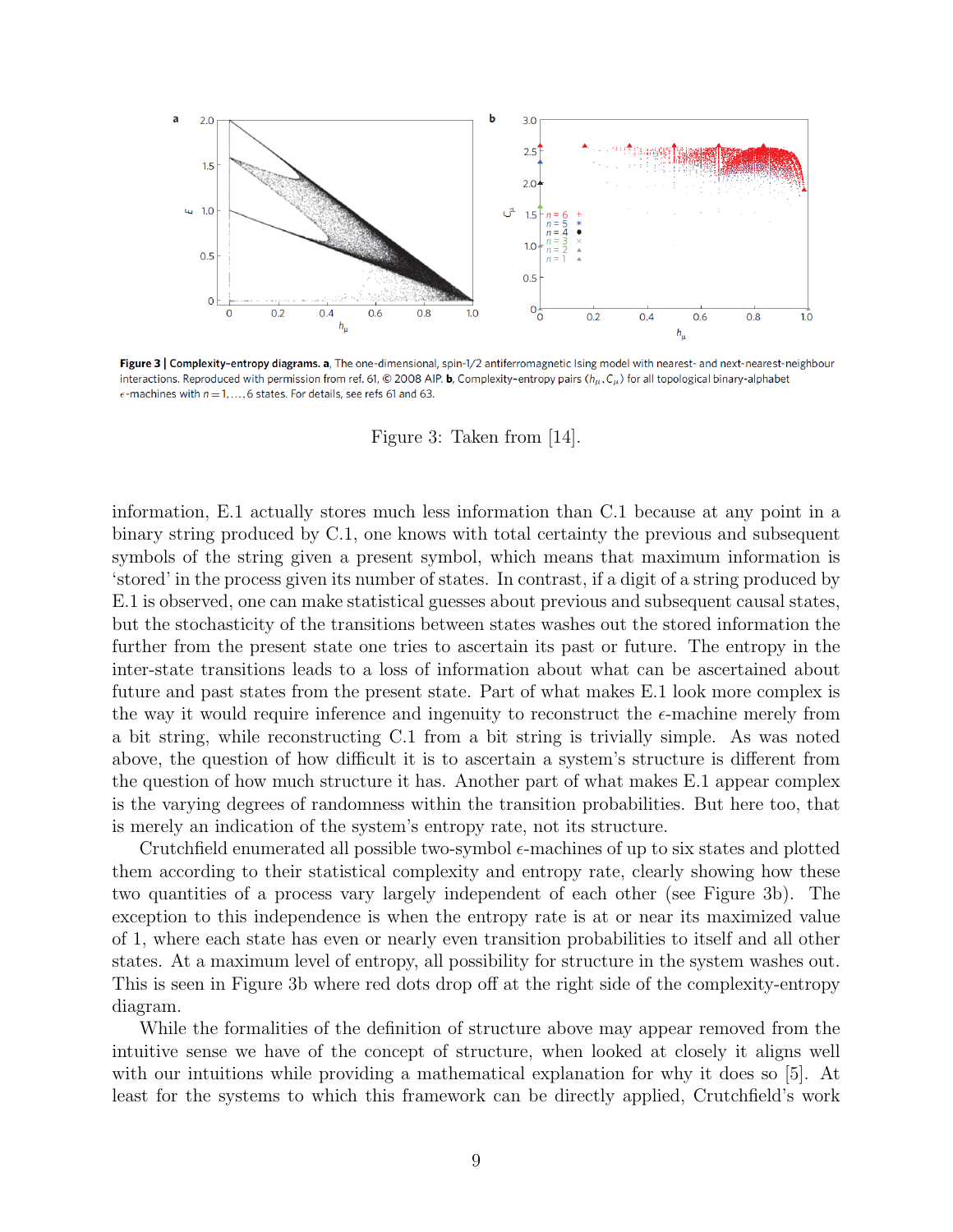**Figure 3 | Complexity-entropy diagrams. a**, The one-dimensional, spin-1/2 antiferromagnetic Ising model with nearest- and next-nearest-neighbour interactions. Reproduced with permission from ref. 61, © 2008 AIP. **b**, Complexity-entropy pairs $(h_\mu, C_\mu)$ for all topological binary-alphabet $\epsilon$-machines with $n = 1, \ldots, 6$ states. For details, see refs 61 and 63.

Figure 3: Taken from [14].

information, E.1 actually stores much less information than C.1 because at any point in a binary string produced by C.1, one knows with total certainty the previous and subsequent symbols of the string given a present symbol, which means that maximum information is 'stored' in the process given its number of states. In contrast, if a digit of a string produced by E.1 is observed, one can make statistical guesses about previous and subsequent causal states, but the stochasticity of the transitions between states washes out the stored information the further from the present state one tries to ascertain its past or future. The entropy in the inter-state transitions leads to a loss of information about what can be ascertained about future and past states from the present state. Part of what makes E.1 look more complex is the way it would require inference and ingenuity to reconstruct the $\epsilon$-machine merely from a bit string, while reconstructing C.1 from a bit string is trivially simple. As was noted above, the question of how difficult it is to ascertain a system's structure is different from the question of how much structure it has. Another part of what makes E.1 appear complex is the varying degrees of randomness within the transition probabilities. But here too, that is merely an indication of the system's entropy rate, not its structure.

Crutchfield enumerated all possible two-symbol $\epsilon$-machines of up to six states and plotted them according to their statistical complexity and entropy rate, clearly showing how these two quantities of a process vary largely independent of each other (see Figure 3b). The exception to this independence is when the entropy rate is at or near its maximized value of 1, where each state has even or nearly even transition probabilities to itself and all other states. At a maximum level of entropy, all possibility for structure in the system washes out. This is seen in Figure 3b where red dots drop off at the right side of the complexity-entropy diagram.

While the formalities of the definition of structure above may appear removed from the intuitive sense we have of the concept of structure, when looked at closely it aligns well with our intuitions while providing a mathematical explanation for why it does so [5]. At least for the systems to which this framework can be directly applied, Crutchfield's work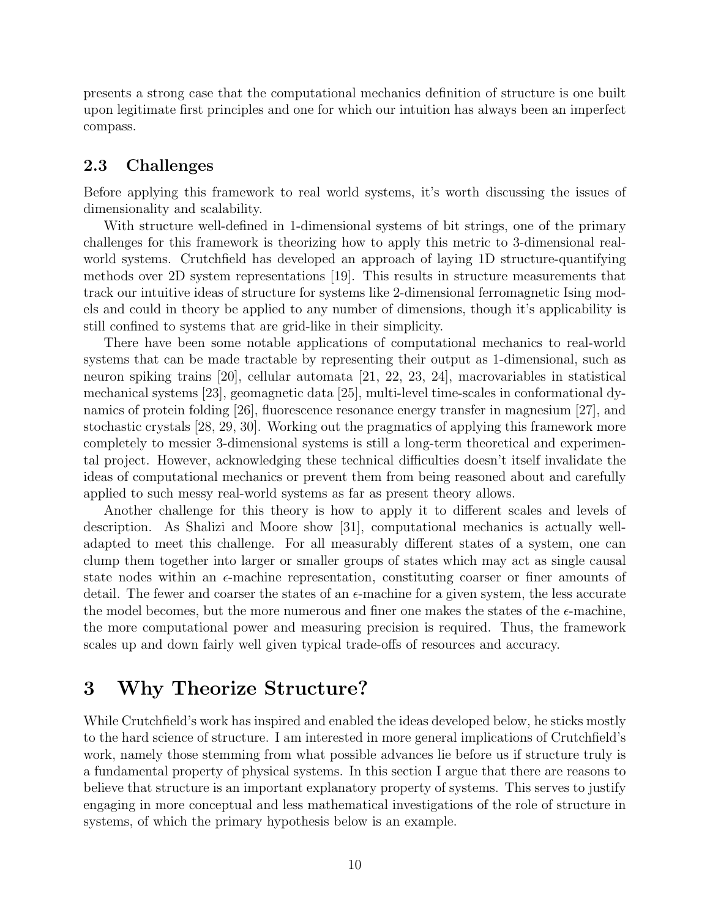presents a strong case that the computational mechanics definition of structure is one built upon legitimate first principles and one for which our intuition has always been an imperfect compass.

## 2.3 Challenges

Before applying this framework to real world systems, it's worth discussing the issues of dimensionality and scalability.

With structure well-defined in 1-dimensional systems of bit strings, one of the primary challenges for this framework is theorizing how to apply this metric to 3-dimensional real-world systems. Crutchfield has developed an approach of laying 1D structure-quantifying methods over 2D system representations [19]. This results in structure measurements that track our intuitive ideas of structure for systems like 2-dimensional ferromagnetic Ising models and could in theory be applied to any number of dimensions, though it's applicability is still confined to systems that are grid-like in their simplicity.

There have been some notable applications of computational mechanics to real-world systems that can be made tractable by representing their output as 1-dimensional, such as neuron spiking trains [20], cellular automata [21, 22, 23, 24], macrovariables in statistical mechanical systems [23], geomagnetic data [25], multi-level time-scales in conformational dynamics of protein folding [26], fluorescence resonance energy transfer in magnesium [27], and stochastic crystals [28, 29, 30]. Working out the pragmatics of applying this framework more completely to messier 3-dimensional systems is still a long-term theoretical and experimental project. However, acknowledging these technical difficulties doesn't itself invalidate the ideas of computational mechanics or prevent them from being reasoned about and carefully applied to such messy real-world systems as far as present theory allows.

Another challenge for this theory is how to apply it to different scales and levels of description. As Shalizi and Moore show [31], computational mechanics is actually well-adapted to meet this challenge. For all measurably different states of a system, one can clump them together into larger or smaller groups of states which may act as single causal state nodes within an $\epsilon$-machine representation, constituting coarser or finer amounts of detail. The fewer and coarser the states of an $\epsilon$-machine for a given system, the less accurate the model becomes, but the more numerous and finer one makes the states of the $\epsilon$-machine, the more computational power and measuring precision is required. Thus, the framework scales up and down fairly well given typical trade-offs of resources and accuracy.

# 3 Why Theorize Structure?

While Crutchfield's work has inspired and enabled the ideas developed below, he sticks mostly to the hard science of structure. I am interested in more general implications of Crutchfield's work, namely those stemming from what possible advances lie before us if structure truly is a fundamental property of physical systems. In this section I argue that there are reasons to believe that structure is an important explanatory property of systems. This serves to justify engaging in more conceptual and less mathematical investigations of the role of structure in systems, of which the primary hypothesis below is an example.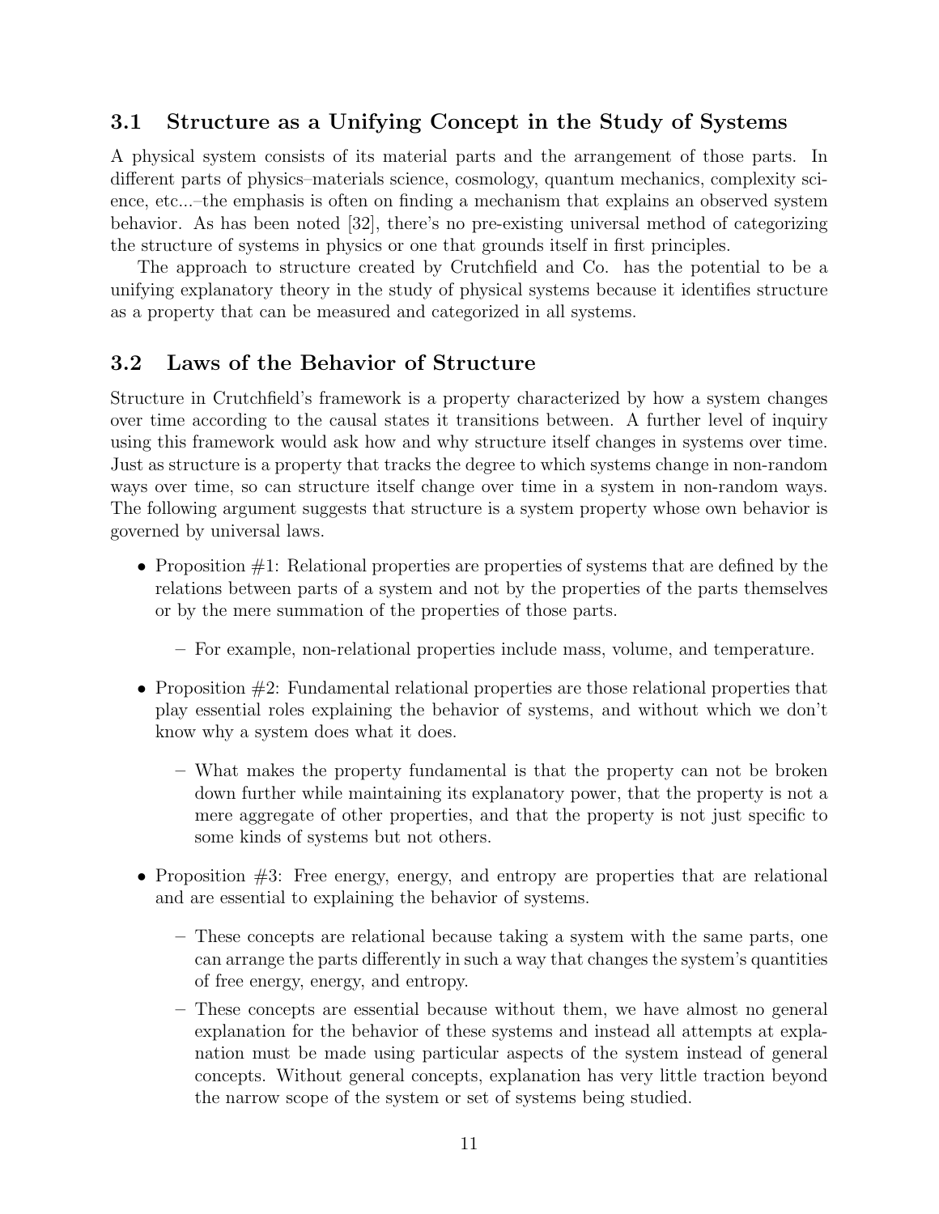### 3.1 Structure as a Unifying Concept in the Study of Systems

A physical system consists of its material parts and the arrangement of those parts. In different parts of physics–materials science, cosmology, quantum mechanics, complexity science, etc...–the emphasis is often on finding a mechanism that explains an observed system behavior. As has been noted [32], there's no pre-existing universal method of categorizing the structure of systems in physics or one that grounds itself in first principles.

The approach to structure created by Crutchfield and Co. has the potential to be a unifying explanatory theory in the study of physical systems because it identifies structure as a property that can be measured and categorized in all systems.

### 3.2 Laws of the Behavior of Structure

Structure in Crutchfield's framework is a property characterized by how a system changes over time according to the causal states it transitions between. A further level of inquiry using this framework would ask how and why structure itself changes in systems over time. Just as structure is a property that tracks the degree to which systems change in non-random ways over time, so can structure itself change over time in a system in non-random ways. The following argument suggests that structure is a system property whose own behavior is governed by universal laws.

- Proposition #1: Relational properties are properties of systems that are defined by the relations between parts of a system and not by the properties of the parts themselves or by the mere summation of the properties of those parts.
  - For example, non-relational properties include mass, volume, and temperature.
- Proposition #2: Fundamental relational properties are those relational properties that play essential roles explaining the behavior of systems, and without which we don't know why a system does what it does.
  - What makes the property fundamental is that the property can not be broken down further while maintaining its explanatory power, that the property is not a mere aggregate of other properties, and that the property is not just specific to some kinds of systems but not others.
- Proposition #3: Free energy, energy, and entropy are properties that are relational and are essential to explaining the behavior of systems.
  - These concepts are relational because taking a system with the same parts, one can arrange the parts differently in such a way that changes the system's quantities of free energy, energy, and entropy.
  - These concepts are essential because without them, we have almost no general explanation for the behavior of these systems and instead all attempts at explanation must be made using particular aspects of the system instead of general concepts. Without general concepts, explanation has very little traction beyond the narrow scope of the system or set of systems being studied.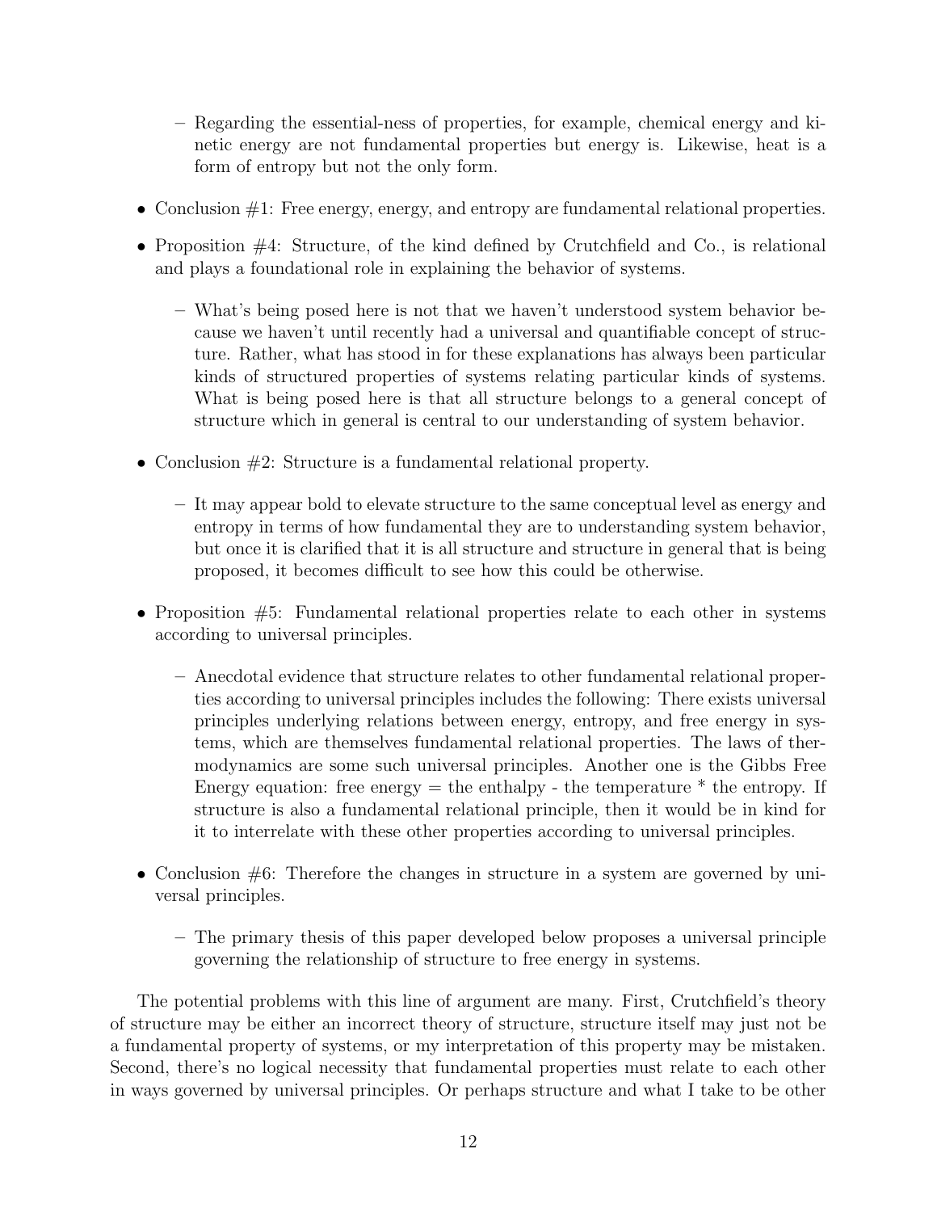- Regarding the essential-ness of properties, for example, chemical energy and kinetic energy are not fundamental properties but energy is. Likewise, heat is a form of entropy but not the only form.

- Conclusion #1: Free energy, energy, and entropy are fundamental relational properties.
- Proposition #4: Structure, of the kind defined by Crutchfield and Co., is relational and plays a foundational role in explaining the behavior of systems.
  - What's being posed here is not that we haven't understood system behavior because we haven't until recently had a universal and quantifiable concept of structure. Rather, what has stood in for these explanations has always been particular kinds of structured properties of systems relating particular kinds of systems. What is being posed here is that all structure belongs to a general concept of structure which in general is central to our understanding of system behavior.
- Conclusion #2: Structure is a fundamental relational property.
  - It may appear bold to elevate structure to the same conceptual level as energy and entropy in terms of how fundamental they are to understanding system behavior, but once it is clarified that it is all structure and structure in general that is being proposed, it becomes difficult to see how this could be otherwise.
- Proposition #5: Fundamental relational properties relate to each other in systems according to universal principles.
  - Anecdotal evidence that structure relates to other fundamental relational properties according to universal principles includes the following: There exists universal principles underlying relations between energy, entropy, and free energy in systems, which are themselves fundamental relational properties. The laws of thermodynamics are some such universal principles. Another one is the Gibbs Free Energy equation: free energy = the enthalpy - the temperature * the entropy. If structure is also a fundamental relational principle, then it would be in kind for it to interrelate with these other properties according to universal principles.
- Conclusion #6: Therefore the changes in structure in a system are governed by universal principles.
  - The primary thesis of this paper developed below proposes a universal principle governing the relationship of structure to free energy in systems.

The potential problems with this line of argument are many. First, Crutchfield's theory of structure may be either an incorrect theory of structure, structure itself may just not be a fundamental property of systems, or my interpretation of this property may be mistaken. Second, there's no logical necessity that fundamental properties must relate to each other in ways governed by universal principles. Or perhaps structure and what I take to be other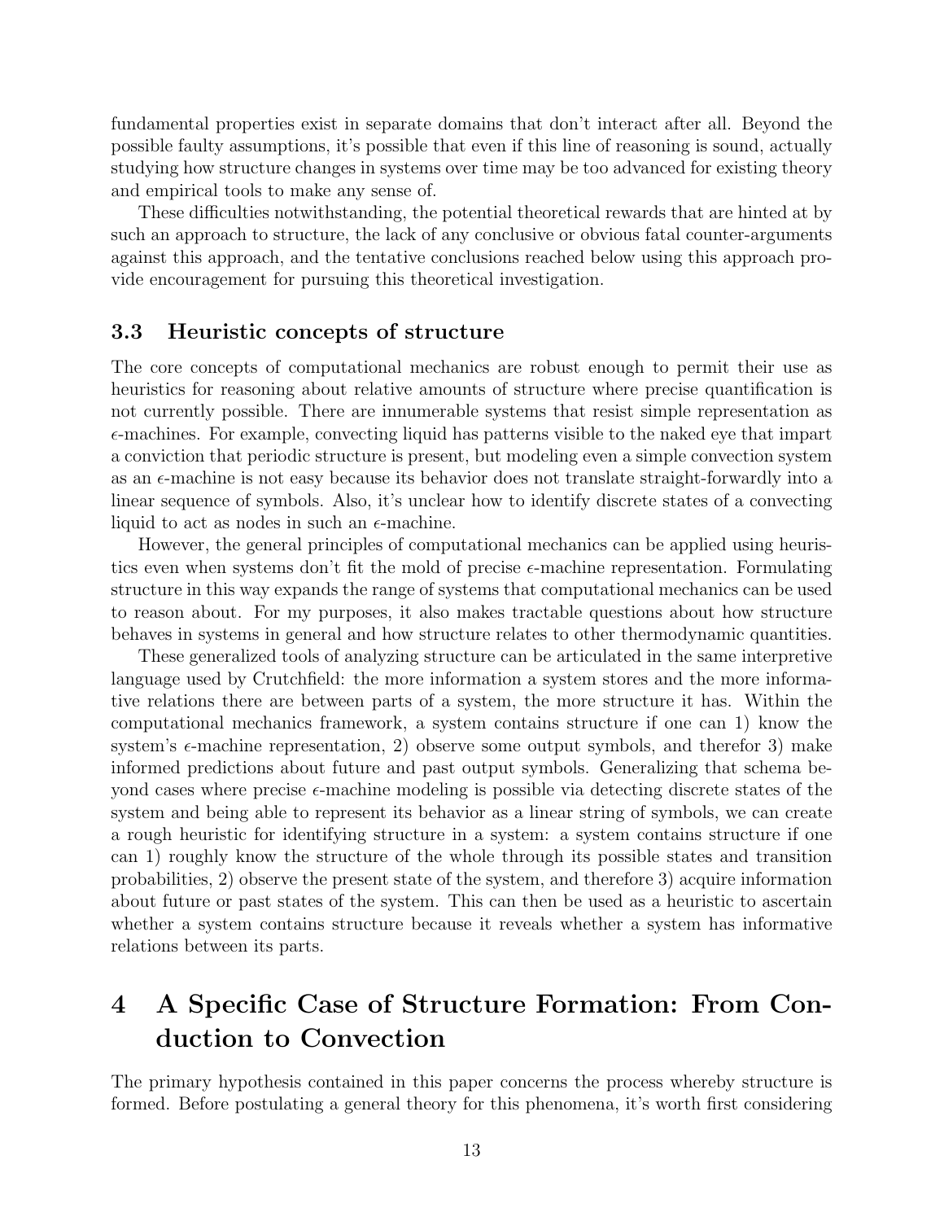fundamental properties exist in separate domains that don't interact after all. Beyond the possible faulty assumptions, it's possible that even if this line of reasoning is sound, actually studying how structure changes in systems over time may be too advanced for existing theory and empirical tools to make any sense of.

These difficulties notwithstanding, the potential theoretical rewards that are hinted at by such an approach to structure, the lack of any conclusive or obvious fatal counter-arguments against this approach, and the tentative conclusions reached below using this approach provide encouragement for pursuing this theoretical investigation.

### 3.3 Heuristic concepts of structure

The core concepts of computational mechanics are robust enough to permit their use as heuristics for reasoning about relative amounts of structure where precise quantification is not currently possible. There are innumerable systems that resist simple representation as $\epsilon$-machines. For example, convecting liquid has patterns visible to the naked eye that impart a conviction that periodic structure is present, but modeling even a simple convection system as an $\epsilon$-machine is not easy because its behavior does not translate straight-forwardly into a linear sequence of symbols. Also, it's unclear how to identify discrete states of a convecting liquid to act as nodes in such an $\epsilon$-machine.

However, the general principles of computational mechanics can be applied using heuristics even when systems don't fit the mold of precise $\epsilon$-machine representation. Formulating structure in this way expands the range of systems that computational mechanics can be used to reason about. For my purposes, it also makes tractable questions about how structure behaves in systems in general and how structure relates to other thermodynamic quantities.

These generalized tools of analyzing structure can be articulated in the same interpretive language used by Crutchfield: the more information a system stores and the more informative relations there are between parts of a system, the more structure it has. Within the computational mechanics framework, a system contains structure if one can 1) know the system's $\epsilon$-machine representation, 2) observe some output symbols, and therefor 3) make informed predictions about future and past output symbols. Generalizing that schema beyond cases where precise $\epsilon$-machine modeling is possible via detecting discrete states of the system and being able to represent its behavior as a linear string of symbols, we can create a rough heuristic for identifying structure in a system: a system contains structure if one can 1) roughly know the structure of the whole through its possible states and transition probabilities, 2) observe the present state of the system, and therefore 3) acquire information about future or past states of the system. This can then be used as a heuristic to ascertain whether a system contains structure because it reveals whether a system has informative relations between its parts.

## 4 A Specific Case of Structure Formation: From Conduction to Convection

The primary hypothesis contained in this paper concerns the process whereby structure is formed. Before postulating a general theory for this phenomena, it's worth first considering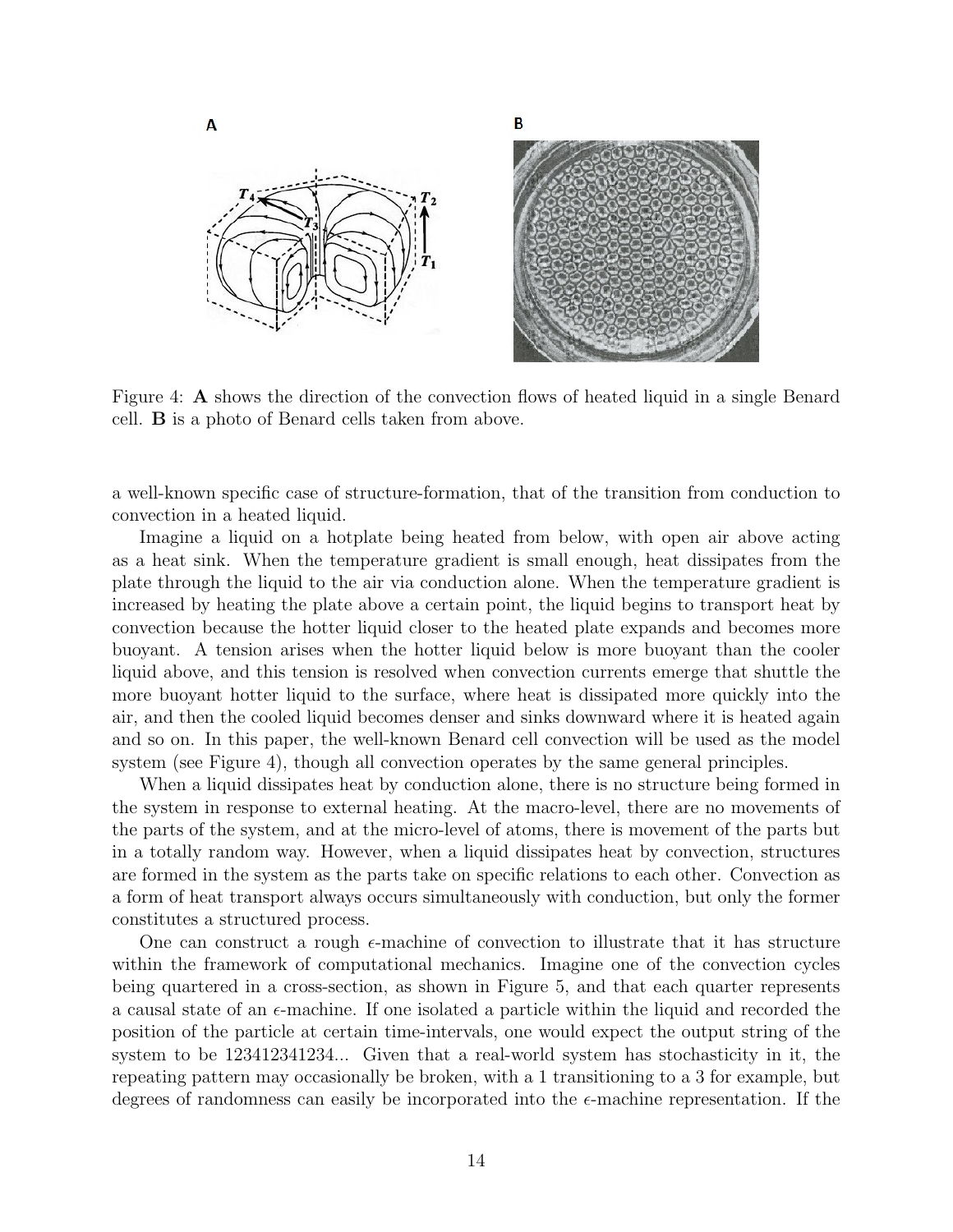Figure 4: **A** shows the direction of the convection flows of heated liquid in a single Benard cell. **B** is a photo of Benard cells taken from above.

a well-known specific case of structure-formation, that of the transition from conduction to convection in a heated liquid.

Imagine a liquid on a hotplate being heated from below, with open air above acting as a heat sink. When the temperature gradient is small enough, heat dissipates from the plate through the liquid to the air via conduction alone. When the temperature gradient is increased by heating the plate above a certain point, the liquid begins to transport heat by convection because the hotter liquid closer to the heated plate expands and becomes more buoyant. A tension arises when the hotter liquid below is more buoyant than the cooler liquid above, and this tension is resolved when convection currents emerge that shuttle the more buoyant hotter liquid to the surface, where heat is dissipated more quickly into the air, and then the cooled liquid becomes denser and sinks downward where it is heated again and so on. In this paper, the well-known Benard cell convection will be used as the model system (see Figure 4), though all convection operates by the same general principles.

When a liquid dissipates heat by conduction alone, there is no structure being formed in the system in response to external heating. At the macro-level, there are no movements of the parts of the system, and at the micro-level of atoms, there is movement of the parts but in a totally random way. However, when a liquid dissipates heat by convection, structures are formed in the system as the parts take on specific relations to each other. Convection as a form of heat transport always occurs simultaneously with conduction, but only the former constitutes a structured process.

One can construct a rough $\epsilon$-machine of convection to illustrate that it has structure within the framework of computational mechanics. Imagine one of the convection cycles being quartered in a cross-section, as shown in Figure 5, and that each quarter represents a causal state of an $\epsilon$-machine. If one isolated a particle within the liquid and recorded the position of the particle at certain time-intervals, one would expect the output string of the system to be 123412341234... Given that a real-world system has stochasticity in it, the repeating pattern may occasionally be broken, with a 1 transitioning to a 3 for example, but degrees of randomness can easily be incorporated into the $\epsilon$-machine representation. If the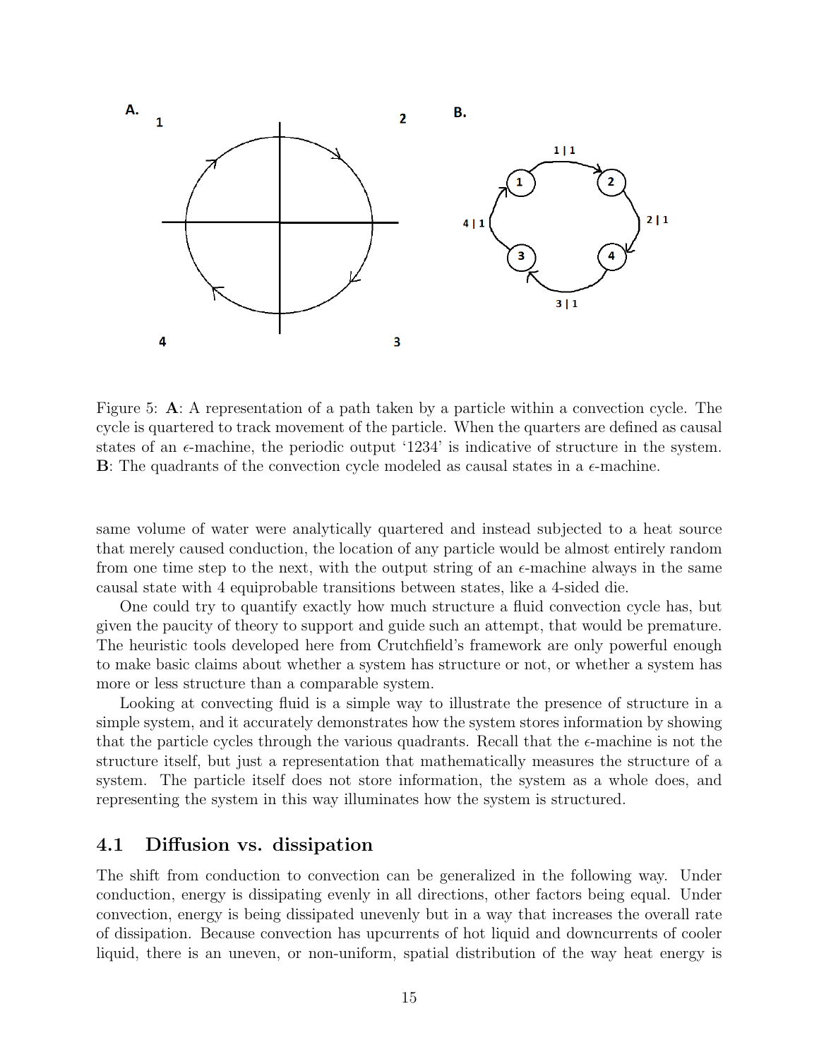Figure 5: **A**: A representation of a path taken by a particle within a convection cycle. The cycle is quartered to track movement of the particle. When the quarters are defined as causal states of an $\epsilon$-machine, the periodic output '1234' is indicative of structure in the system. **B**: The quadrants of the convection cycle modeled as causal states in a $\epsilon$-machine.

same volume of water were analytically quartered and instead subjected to a heat source that merely caused conduction, the location of any particle would be almost entirely random from one time step to the next, with the output string of an $\epsilon$-machine always in the same causal state with 4 equiprobable transitions between states, like a 4-sided die.

One could try to quantify exactly how much structure a fluid convection cycle has, but given the paucity of theory to support and guide such an attempt, that would be premature. The heuristic tools developed here from Crutchfield's framework are only powerful enough to make basic claims about whether a system has structure or not, or whether a system has more or less structure than a comparable system.

Looking at convecting fluid is a simple way to illustrate the presence of structure in a simple system, and it accurately demonstrates how the system stores information by showing that the particle cycles through the various quadrants. Recall that the $\epsilon$-machine is not the structure itself, but just a representation that mathematically measures the structure of a system. The particle itself does not store information, the system as a whole does, and representing the system in this way illuminates how the system is structured.

## 4.1 Diffusion vs. dissipation

The shift from conduction to convection can be generalized in the following way. Under conduction, energy is dissipating evenly in all directions, other factors being equal. Under convection, energy is being dissipated unevenly but in a way that increases the overall rate of dissipation. Because convection has upcurrents of hot liquid and downcurrents of cooler liquid, there is an uneven, or non-uniform, spatial distribution of the way heat energy is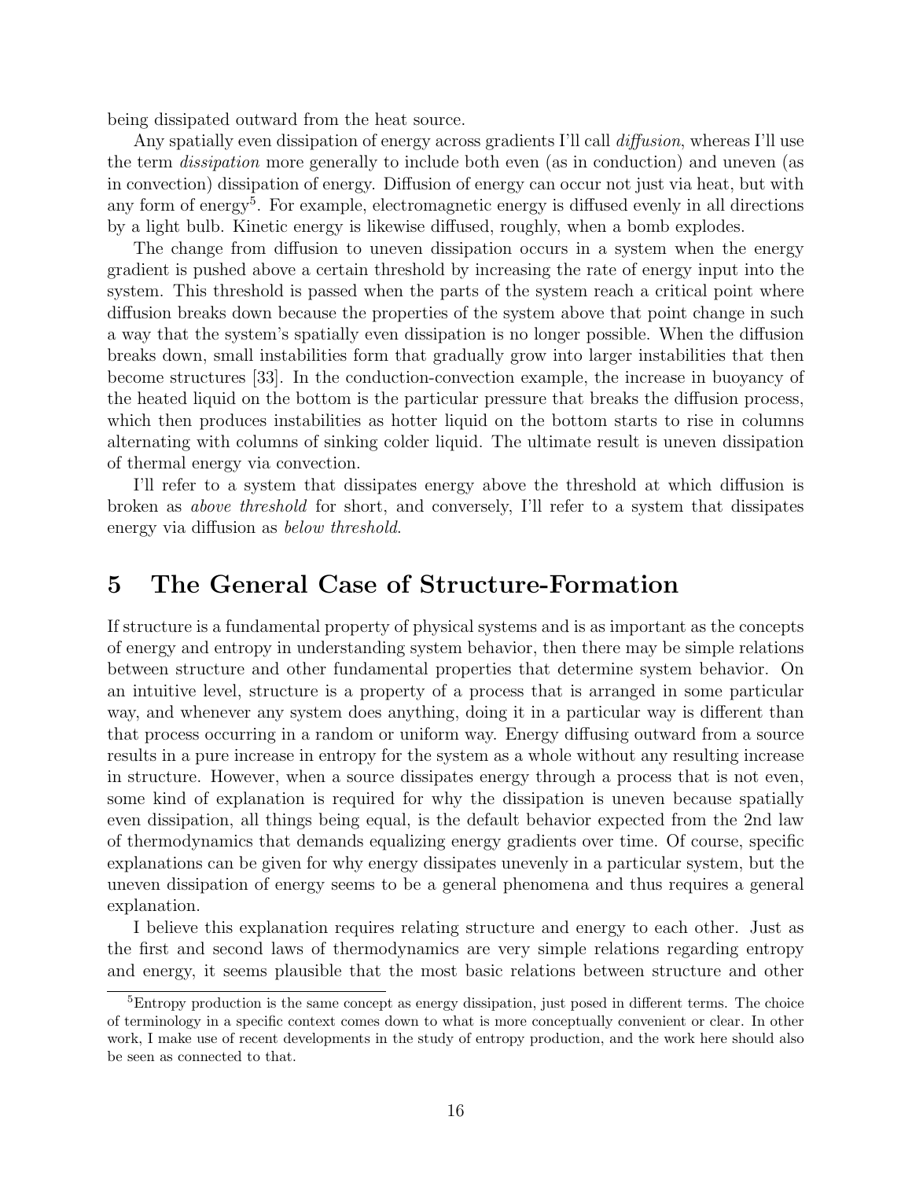being dissipated outward from the heat source.

Any spatially even dissipation of energy across gradients I'll call *diffusion*, whereas I'll use the term *dissipation* more generally to include both even (as in conduction) and uneven (as in convection) dissipation of energy. Diffusion of energy can occur not just via heat, but with any form of energy[5]. For example, electromagnetic energy is diffused evenly in all directions by a light bulb. Kinetic energy is likewise diffused, roughly, when a bomb explodes.

The change from diffusion to uneven dissipation occurs in a system when the energy gradient is pushed above a certain threshold by increasing the rate of energy input into the system. This threshold is passed when the parts of the system reach a critical point where diffusion breaks down because the properties of the system above that point change in such a way that the system's spatially even dissipation is no longer possible. When the diffusion breaks down, small instabilities form that gradually grow into larger instabilities that then become structures [33]. In the conduction-convection example, the increase in buoyancy of the heated liquid on the bottom is the particular pressure that breaks the diffusion process, which then produces instabilities as hotter liquid on the bottom starts to rise in columns alternating with columns of sinking colder liquid. The ultimate result is uneven dissipation of thermal energy via convection.

I'll refer to a system that dissipates energy above the threshold at which diffusion is broken as *above threshold* for short, and conversely, I'll refer to a system that dissipates energy via diffusion as *below threshold*.

# 5 The General Case of Structure-Formation

If structure is a fundamental property of physical systems and is as important as the concepts of energy and entropy in understanding system behavior, then there may be simple relations between structure and other fundamental properties that determine system behavior. On an intuitive level, structure is a property of a process that is arranged in some particular way, and whenever any system does anything, doing it in a particular way is different than that process occurring in a random or uniform way. Energy diffusing outward from a source results in a pure increase in entropy for the system as a whole without any resulting increase in structure. However, when a source dissipates energy through a process that is not even, some kind of explanation is required for why the dissipation is uneven because spatially even dissipation, all things being equal, is the default behavior expected from the 2nd law of thermodynamics that demands equalizing energy gradients over time. Of course, specific explanations can be given for why energy dissipates unevenly in a particular system, but the uneven dissipation of energy seems to be a general phenomena and thus requires a general explanation.

I believe this explanation requires relating structure and energy to each other. Just as the first and second laws of thermodynamics are very simple relations regarding entropy and energy, it seems plausible that the most basic relations between structure and other

[5] Entropy production is the same concept as energy dissipation, just posed in different terms. The choice of terminology in a specific context comes down to what is more conceptually convenient or clear. In other work, I make use of recent developments in the study of entropy production, and the work here should also be seen as connected to that.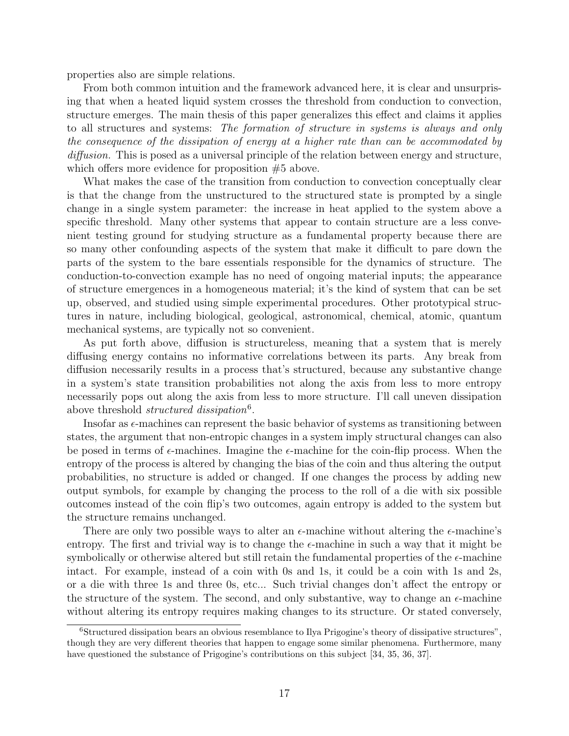properties also are simple relations.

From both common intuition and the framework advanced here, it is clear and unsurprising that when a heated liquid system crosses the threshold from conduction to convection, structure emerges. The main thesis of this paper generalizes this effect and claims it applies to all structures and systems: *The formation of structure in systems is always and only the consequence of the dissipation of energy at a higher rate than can be accommodated by diffusion.* This is posed as a universal principle of the relation between energy and structure, which offers more evidence for proposition #5 above.

What makes the case of the transition from conduction to convection conceptually clear is that the change from the unstructured to the structured state is prompted by a single change in a single system parameter: the increase in heat applied to the system above a specific threshold. Many other systems that appear to contain structure are a less convenient testing ground for studying structure as a fundamental property because there are so many other confounding aspects of the system that make it difficult to pare down the parts of the system to the bare essentials responsible for the dynamics of structure. The conduction-to-convection example has no need of ongoing material inputs; the appearance of structure emergences in a homogeneous material; it's the kind of system that can be set up, observed, and studied using simple experimental procedures. Other prototypical structures in nature, including biological, geological, astronomical, chemical, atomic, quantum mechanical systems, are typically not so convenient.

As put forth above, diffusion is structureless, meaning that a system that is merely diffusing energy contains no informative correlations between its parts. Any break from diffusion necessarily results in a process that's structured, because any substantive change in a system's state transition probabilities not along the axis from less to more entropy necessarily pops out along the axis from less to more structure. I'll call uneven dissipation above threshold *structured dissipation*[6].

Insofar as $\epsilon$-machines can represent the basic behavior of systems as transitioning between states, the argument that non-entropic changes in a system imply structural changes can also be posed in terms of $\epsilon$-machines. Imagine the $\epsilon$-machine for the coin-flip process. When the entropy of the process is altered by changing the bias of the coin and thus altering the output probabilities, no structure is added or changed. If one changes the process by adding new output symbols, for example by changing the process to the roll of a die with six possible outcomes instead of the coin flip's two outcomes, again entropy is added to the system but the structure remains unchanged.

There are only two possible ways to alter an $\epsilon$-machine without altering the $\epsilon$-machine's entropy. The first and trivial way is to change the $\epsilon$-machine in such a way that it might be symbolically or otherwise altered but still retain the fundamental properties of the $\epsilon$-machine intact. For example, instead of a coin with 0s and 1s, it could be a coin with 1s and 2s, or a die with three 1s and three 0s, etc... Such trivial changes don't affect the entropy or the structure of the system. The second, and only substantive, way to change an $\epsilon$-machine without altering its entropy requires making changes to its structure. Or stated conversely,

---

[6] Structured dissipation bears an obvious resemblance to Ilya Prigogine's theory of dissipative structures", though they are very different theories that happen to engage some similar phenomena. Furthermore, many have questioned the substance of Prigogine's contributions on this subject [34, 35, 36, 37].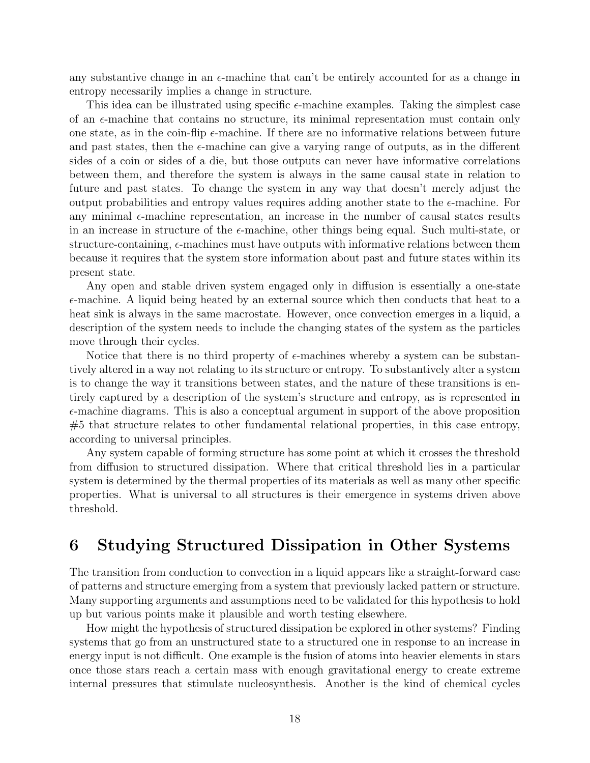any substantive change in an $\epsilon$-machine that can't be entirely accounted for as a change in entropy necessarily implies a change in structure.

This idea can be illustrated using specific $\epsilon$-machine examples. Taking the simplest case of an $\epsilon$-machine that contains no structure, its minimal representation must contain only one state, as in the coin-flip $\epsilon$-machine. If there are no informative relations between future and past states, then the $\epsilon$-machine can give a varying range of outputs, as in the different sides of a coin or sides of a die, but those outputs can never have informative correlations between them, and therefore the system is always in the same causal state in relation to future and past states. To change the system in any way that doesn't merely adjust the output probabilities and entropy values requires adding another state to the $\epsilon$-machine. For any minimal $\epsilon$-machine representation, an increase in the number of causal states results in an increase in structure of the $\epsilon$-machine, other things being equal. Such multi-state, or structure-containing, $\epsilon$-machines must have outputs with informative relations between them because it requires that the system store information about past and future states within its present state.

Any open and stable driven system engaged only in diffusion is essentially a one-state $\epsilon$-machine. A liquid being heated by an external source which then conducts that heat to a heat sink is always in the same macrostate. However, once convection emerges in a liquid, a description of the system needs to include the changing states of the system as the particles move through their cycles.

Notice that there is no third property of $\epsilon$-machines whereby a system can be substantively altered in a way not relating to its structure or entropy. To substantively alter a system is to change the way it transitions between states, and the nature of these transitions is entirely captured by a description of the system's structure and entropy, as is represented in $\epsilon$-machine diagrams. This is also a conceptual argument in support of the above proposition #5 that structure relates to other fundamental relational properties, in this case entropy, according to universal principles.

Any system capable of forming structure has some point at which it crosses the threshold from diffusion to structured dissipation. Where that critical threshold lies in a particular system is determined by the thermal properties of its materials as well as many other specific properties. What is universal to all structures is their emergence in systems driven above threshold.

# 6 Studying Structured Dissipation in Other Systems

The transition from conduction to convection in a liquid appears like a straight-forward case of patterns and structure emerging from a system that previously lacked pattern or structure. Many supporting arguments and assumptions need to be validated for this hypothesis to hold up but various points make it plausible and worth testing elsewhere.

How might the hypothesis of structured dissipation be explored in other systems? Finding systems that go from an unstructured state to a structured one in response to an increase in energy input is not difficult. One example is the fusion of atoms into heavier elements in stars once those stars reach a certain mass with enough gravitational energy to create extreme internal pressures that stimulate nucleosynthesis. Another is the kind of chemical cycles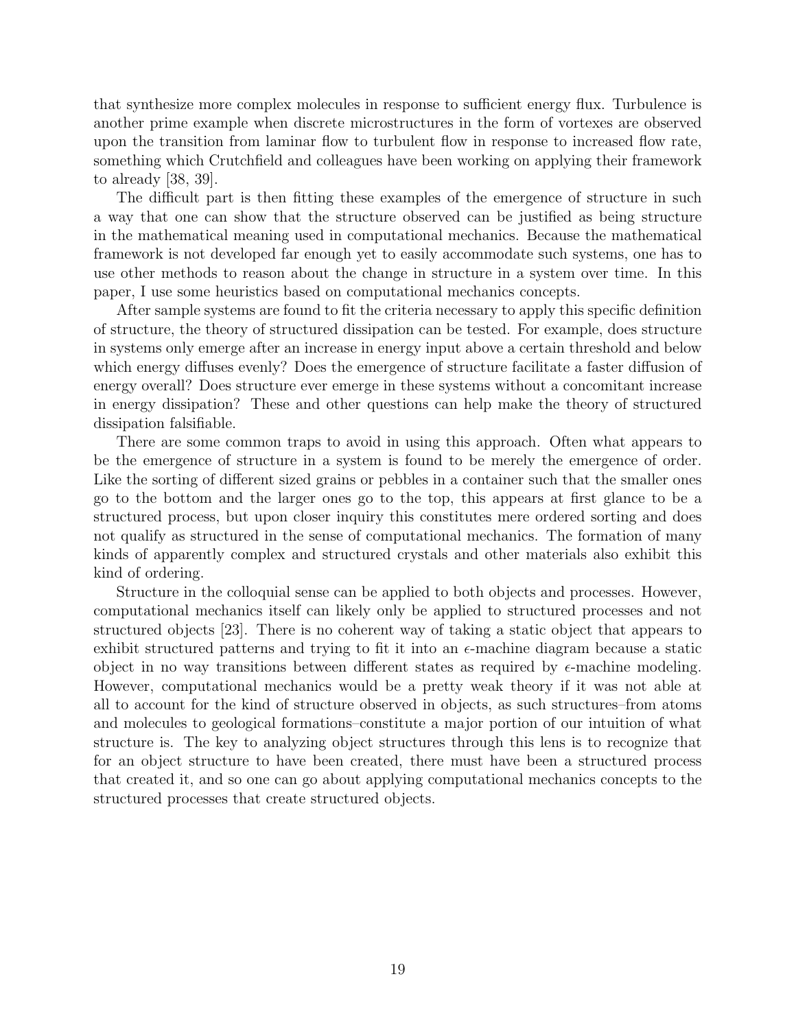that synthesize more complex molecules in response to sufficient energy flux. Turbulence is another prime example when discrete microstructures in the form of vortexes are observed upon the transition from laminar flow to turbulent flow in response to increased flow rate, something which Crutchfield and colleagues have been working on applying their framework to already [38, 39].

The difficult part is then fitting these examples of the emergence of structure in such a way that one can show that the structure observed can be justified as being structure in the mathematical meaning used in computational mechanics. Because the mathematical framework is not developed far enough yet to easily accommodate such systems, one has to use other methods to reason about the change in structure in a system over time. In this paper, I use some heuristics based on computational mechanics concepts.

After sample systems are found to fit the criteria necessary to apply this specific definition of structure, the theory of structured dissipation can be tested. For example, does structure in systems only emerge after an increase in energy input above a certain threshold and below which energy diffuses evenly? Does the emergence of structure facilitate a faster diffusion of energy overall? Does structure ever emerge in these systems without a concomitant increase in energy dissipation? These and other questions can help make the theory of structured dissipation falsifiable.

There are some common traps to avoid in using this approach. Often what appears to be the emergence of structure in a system is found to be merely the emergence of order. Like the sorting of different sized grains or pebbles in a container such that the smaller ones go to the bottom and the larger ones go to the top, this appears at first glance to be a structured process, but upon closer inquiry this constitutes mere ordered sorting and does not qualify as structured in the sense of computational mechanics. The formation of many kinds of apparently complex and structured crystals and other materials also exhibit this kind of ordering.

Structure in the colloquial sense can be applied to both objects and processes. However, computational mechanics itself can likely only be applied to structured processes and not structured objects [23]. There is no coherent way of taking a static object that appears to exhibit structured patterns and trying to fit it into an $\epsilon$-machine diagram because a static object in no way transitions between different states as required by $\epsilon$-machine modeling. However, computational mechanics would be a pretty weak theory if it was not able at all to account for the kind of structure observed in objects, as such structures–from atoms and molecules to geological formations–constitute a major portion of our intuition of what structure is. The key to analyzing object structures through this lens is to recognize that for an object structure to have been created, there must have been a structured process that created it, and so one can go about applying computational mechanics concepts to the structured processes that create structured objects.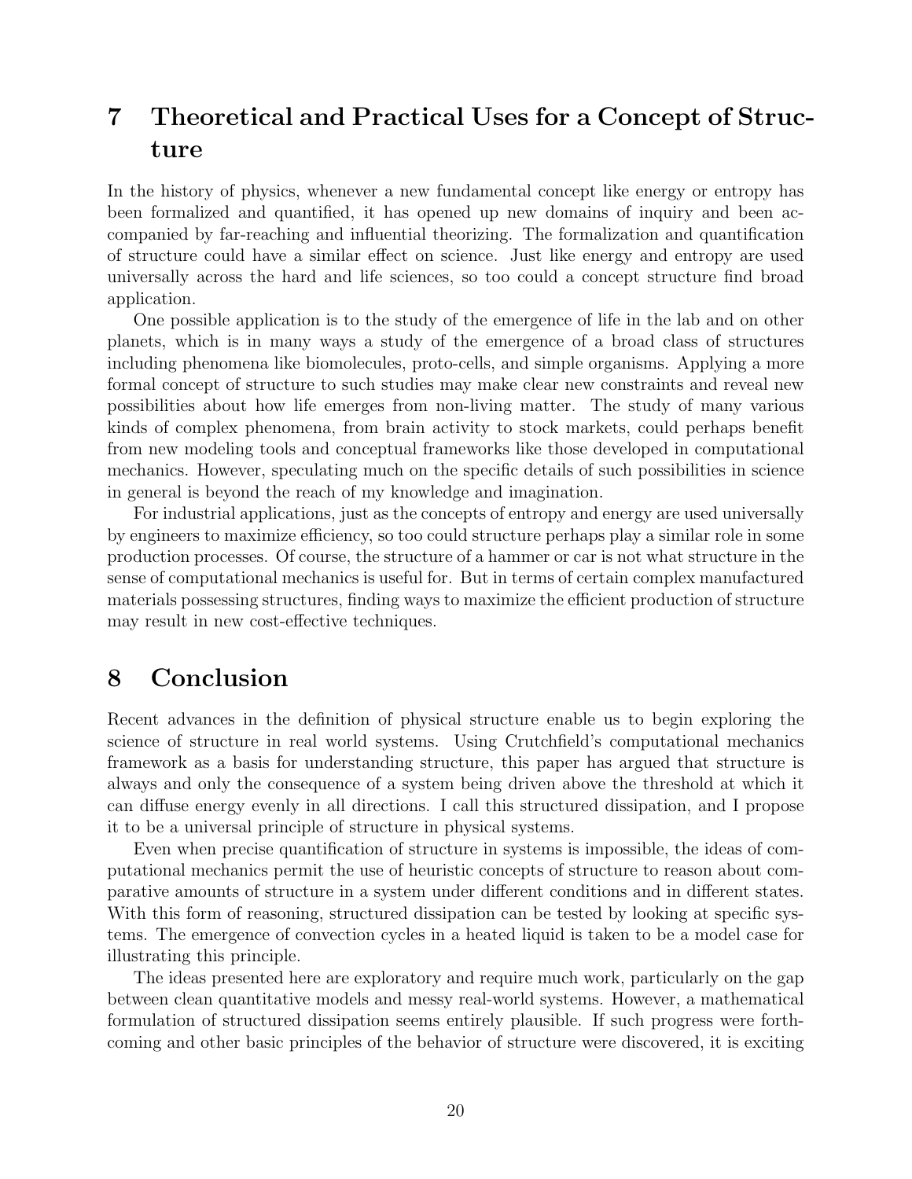# 7 Theoretical and Practical Uses for a Concept of Structure

In the history of physics, whenever a new fundamental concept like energy or entropy has been formalized and quantified, it has opened up new domains of inquiry and been accompanied by far-reaching and influential theorizing. The formalization and quantification of structure could have a similar effect on science. Just like energy and entropy are used universally across the hard and life sciences, so too could a concept structure find broad application.

One possible application is to the study of the emergence of life in the lab and on other planets, which is in many ways a study of the emergence of a broad class of structures including phenomena like biomolecules, proto-cells, and simple organisms. Applying a more formal concept of structure to such studies may make clear new constraints and reveal new possibilities about how life emerges from non-living matter. The study of many various kinds of complex phenomena, from brain activity to stock markets, could perhaps benefit from new modeling tools and conceptual frameworks like those developed in computational mechanics. However, speculating much on the specific details of such possibilities in science in general is beyond the reach of my knowledge and imagination.

For industrial applications, just as the concepts of entropy and energy are used universally by engineers to maximize efficiency, so too could structure perhaps play a similar role in some production processes. Of course, the structure of a hammer or car is not what structure in the sense of computational mechanics is useful for. But in terms of certain complex manufactured materials possessing structures, finding ways to maximize the efficient production of structure may result in new cost-effective techniques.

# 8 Conclusion

Recent advances in the definition of physical structure enable us to begin exploring the science of structure in real world systems. Using Crutchfield's computational mechanics framework as a basis for understanding structure, this paper has argued that structure is always and only the consequence of a system being driven above the threshold at which it can diffuse energy evenly in all directions. I call this structured dissipation, and I propose it to be a universal principle of structure in physical systems.

Even when precise quantification of structure in systems is impossible, the ideas of computational mechanics permit the use of heuristic concepts of structure to reason about comparative amounts of structure in a system under different conditions and in different states. With this form of reasoning, structured dissipation can be tested by looking at specific systems. The emergence of convection cycles in a heated liquid is taken to be a model case for illustrating this principle.

The ideas presented here are exploratory and require much work, particularly on the gap between clean quantitative models and messy real-world systems. However, a mathematical formulation of structured dissipation seems entirely plausible. If such progress were forthcoming and other basic principles of the behavior of structure were discovered, it is exciting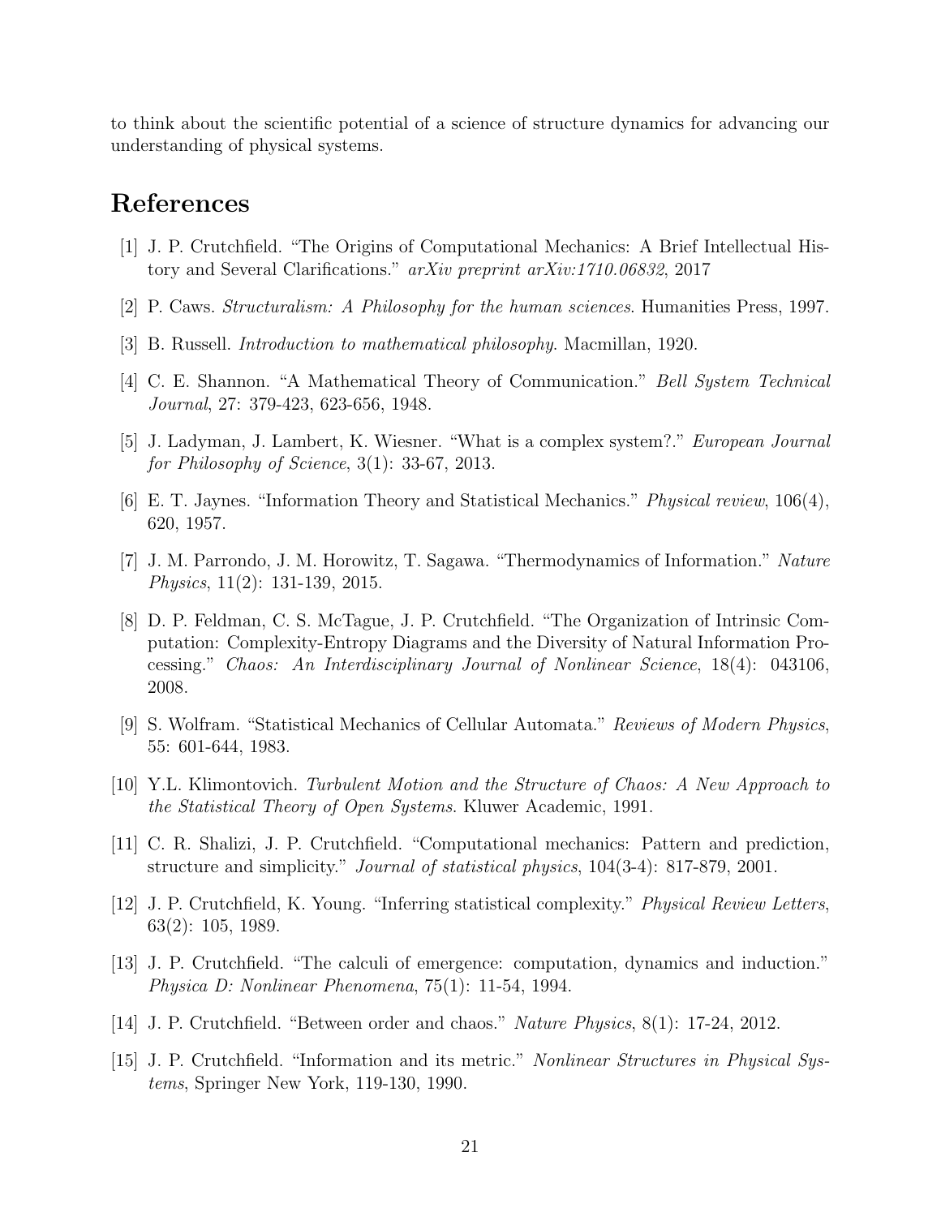to think about the scientific potential of a science of structure dynamics for advancing our understanding of physical systems.

# References

[1] J. P. Crutchfield. "The Origins of Computational Mechanics: A Brief Intellectual History and Several Clarifications." *arXiv preprint arXiv:1710.06832*, 2017

[2] P. Caws. *Structuralism: A Philosophy for the human sciences*. Humanities Press, 1997.

[3] B. Russell. *Introduction to mathematical philosophy*. Macmillan, 1920.

[4] C. E. Shannon. "A Mathematical Theory of Communication." *Bell System Technical Journal*, 27: 379-423, 623-656, 1948.

[5] J. Ladyman, J. Lambert, K. Wiesner. "What is a complex system?." *European Journal for Philosophy of Science*, 3(1): 33-67, 2013.

[6] E. T. Jaynes. "Information Theory and Statistical Mechanics." *Physical review*, 106(4), 620, 1957.

[7] J. M. Parrondo, J. M. Horowitz, T. Sagawa. "Thermodynamics of Information." *Nature Physics*, 11(2): 131-139, 2015.

[8] D. P. Feldman, C. S. McTague, J. P. Crutchfield. "The Organization of Intrinsic Computation: Complexity-Entropy Diagrams and the Diversity of Natural Information Processing." *Chaos: An Interdisciplinary Journal of Nonlinear Science*, 18(4): 043106, 2008.

[9] S. Wolfram. "Statistical Mechanics of Cellular Automata." *Reviews of Modern Physics*, 55: 601-644, 1983.

[10] Y.L. Klimontovich. *Turbulent Motion and the Structure of Chaos: A New Approach to the Statistical Theory of Open Systems*. Kluwer Academic, 1991.

[11] C. R. Shalizi, J. P. Crutchfield. "Computational mechanics: Pattern and prediction, structure and simplicity." *Journal of statistical physics*, 104(3-4): 817-879, 2001.

[12] J. P. Crutchfield, K. Young. "Inferring statistical complexity." *Physical Review Letters*, 63(2): 105, 1989.

[13] J. P. Crutchfield. "The calculi of emergence: computation, dynamics and induction." *Physica D: Nonlinear Phenomena*, 75(1): 11-54, 1994.

[14] J. P. Crutchfield. "Between order and chaos." *Nature Physics*, 8(1): 17-24, 2012.

[15] J. P. Crutchfield. "Information and its metric." *Nonlinear Structures in Physical Systems*, Springer New York, 119-130, 1990.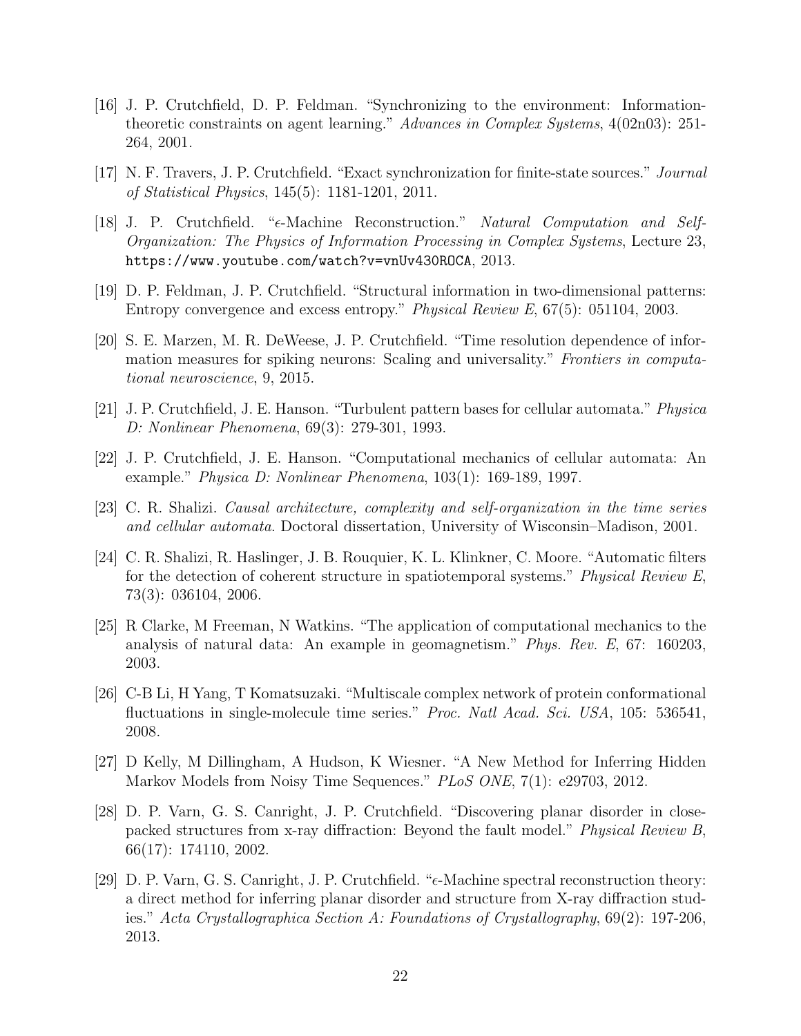[16] J. P. Crutchfield, D. P. Feldman. "Synchronizing to the environment: Information-theoretic constraints on agent learning." *Advances in Complex Systems*, 4(02n03): 251-264, 2001.

[17] N. F. Travers, J. P. Crutchfield. "Exact synchronization for finite-state sources." *Journal of Statistical Physics*, 145(5): 1181-1201, 2011.

[18] J. P. Crutchfield. "$\epsilon$-Machine Reconstruction." *Natural Computation and Self-Organization: The Physics of Information Processing in Complex Systems*, Lecture 23, `https://www.youtube.com/watch?v=vnUv430ROCA`, 2013.

[19] D. P. Feldman, J. P. Crutchfield. "Structural information in two-dimensional patterns: Entropy convergence and excess entropy." *Physical Review E*, 67(5): 051104, 2003.

[20] S. E. Marzen, M. R. DeWeese, J. P. Crutchfield. "Time resolution dependence of information measures for spiking neurons: Scaling and universality." *Frontiers in computational neuroscience*, 9, 2015.

[21] J. P. Crutchfield, J. E. Hanson. "Turbulent pattern bases for cellular automata." *Physica D: Nonlinear Phenomena*, 69(3): 279-301, 1993.

[22] J. P. Crutchfield, J. E. Hanson. "Computational mechanics of cellular automata: An example." *Physica D: Nonlinear Phenomena*, 103(1): 169-189, 1997.

[23] C. R. Shalizi. *Causal architecture, complexity and self-organization in the time series and cellular automata*. Doctoral dissertation, University of Wisconsin–Madison, 2001.

[24] C. R. Shalizi, R. Haslinger, J. B. Rouquier, K. L. Klinkner, C. Moore. "Automatic filters for the detection of coherent structure in spatiotemporal systems." *Physical Review E*, 73(3): 036104, 2006.

[25] R Clarke, M Freeman, N Watkins. "The application of computational mechanics to the analysis of natural data: An example in geomagnetism." *Phys. Rev. E*, 67: 160203, 2003.

[26] C-B Li, H Yang, T Komatsuzaki. "Multiscale complex network of protein conformational fluctuations in single-molecule time series." *Proc. Natl Acad. Sci. USA*, 105: 536541, 2008.

[27] D Kelly, M Dillingham, A Hudson, K Wiesner. "A New Method for Inferring Hidden Markov Models from Noisy Time Sequences." *PLoS ONE*, 7(1): e29703, 2012.

[28] D. P. Varn, G. S. Canright, J. P. Crutchfield. "Discovering planar disorder in close-packed structures from x-ray diffraction: Beyond the fault model." *Physical Review B*, 66(17): 174110, 2002.

[29] D. P. Varn, G. S. Canright, J. P. Crutchfield. "$\epsilon$-Machine spectral reconstruction theory: a direct method for inferring planar disorder and structure from X-ray diffraction studies." *Acta Crystallographica Section A: Foundations of Crystallography*, 69(2): 197-206, 2013.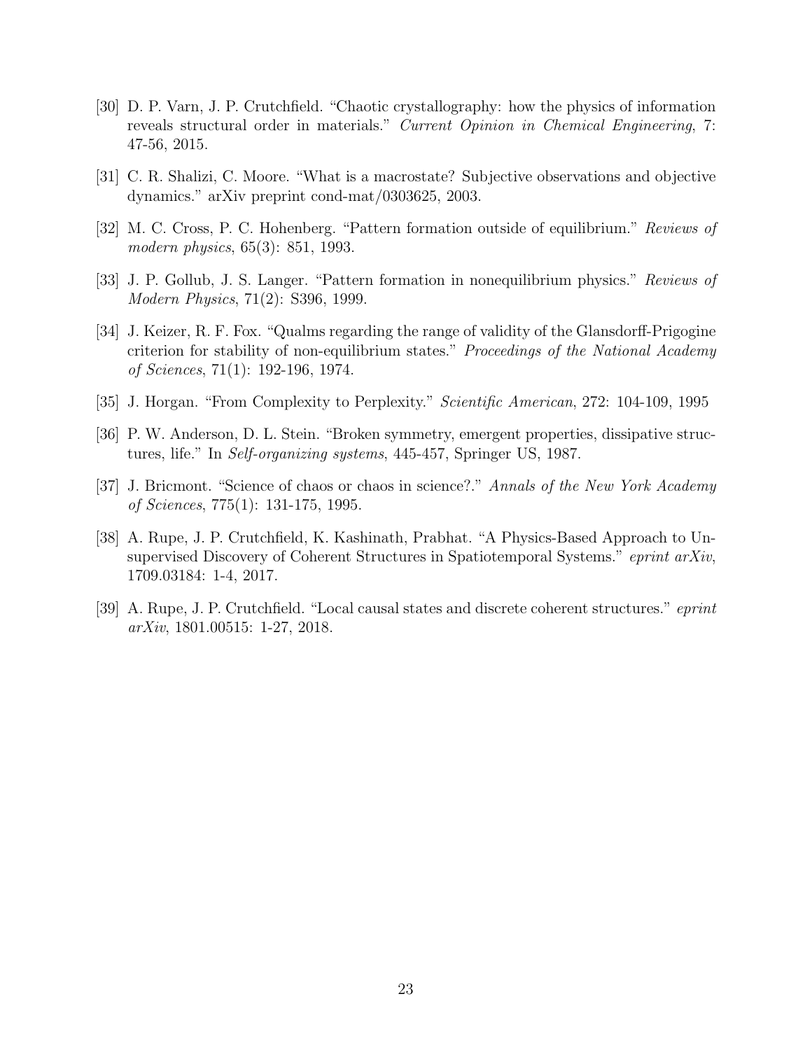[30] D. P. Varn, J. P. Crutchfield. "Chaotic crystallography: how the physics of information reveals structural order in materials." *Current Opinion in Chemical Engineering*, 7: 47-56, 2015.

[31] C. R. Shalizi, C. Moore. "What is a macrostate? Subjective observations and objective dynamics." arXiv preprint cond-mat/0303625, 2003.

[32] M. C. Cross, P. C. Hohenberg. "Pattern formation outside of equilibrium." *Reviews of modern physics*, 65(3): 851, 1993.

[33] J. P. Gollub, J. S. Langer. "Pattern formation in nonequilibrium physics." *Reviews of Modern Physics*, 71(2): S396, 1999.

[34] J. Keizer, R. F. Fox. "Qualms regarding the range of validity of the Glansdorff-Prigogine criterion for stability of non-equilibrium states." *Proceedings of the National Academy of Sciences*, 71(1): 192-196, 1974.

[35] J. Horgan. "From Complexity to Perplexity." *Scientific American*, 272: 104-109, 1995

[36] P. W. Anderson, D. L. Stein. "Broken symmetry, emergent properties, dissipative structures, life." In *Self-organizing systems*, 445-457, Springer US, 1987.

[37] J. Bricmont. "Science of chaos or chaos in science?." *Annals of the New York Academy of Sciences*, 775(1): 131-175, 1995.

[38] A. Rupe, J. P. Crutchfield, K. Kashinath, Prabhat. "A Physics-Based Approach to Unsupervised Discovery of Coherent Structures in Spatiotemporal Systems." *eprint arXiv*, 1709.03184: 1-4, 2017.

[39] A. Rupe, J. P. Crutchfield. "Local causal states and discrete coherent structures." *eprint arXiv*, 1801.00515: 1-27, 2018.